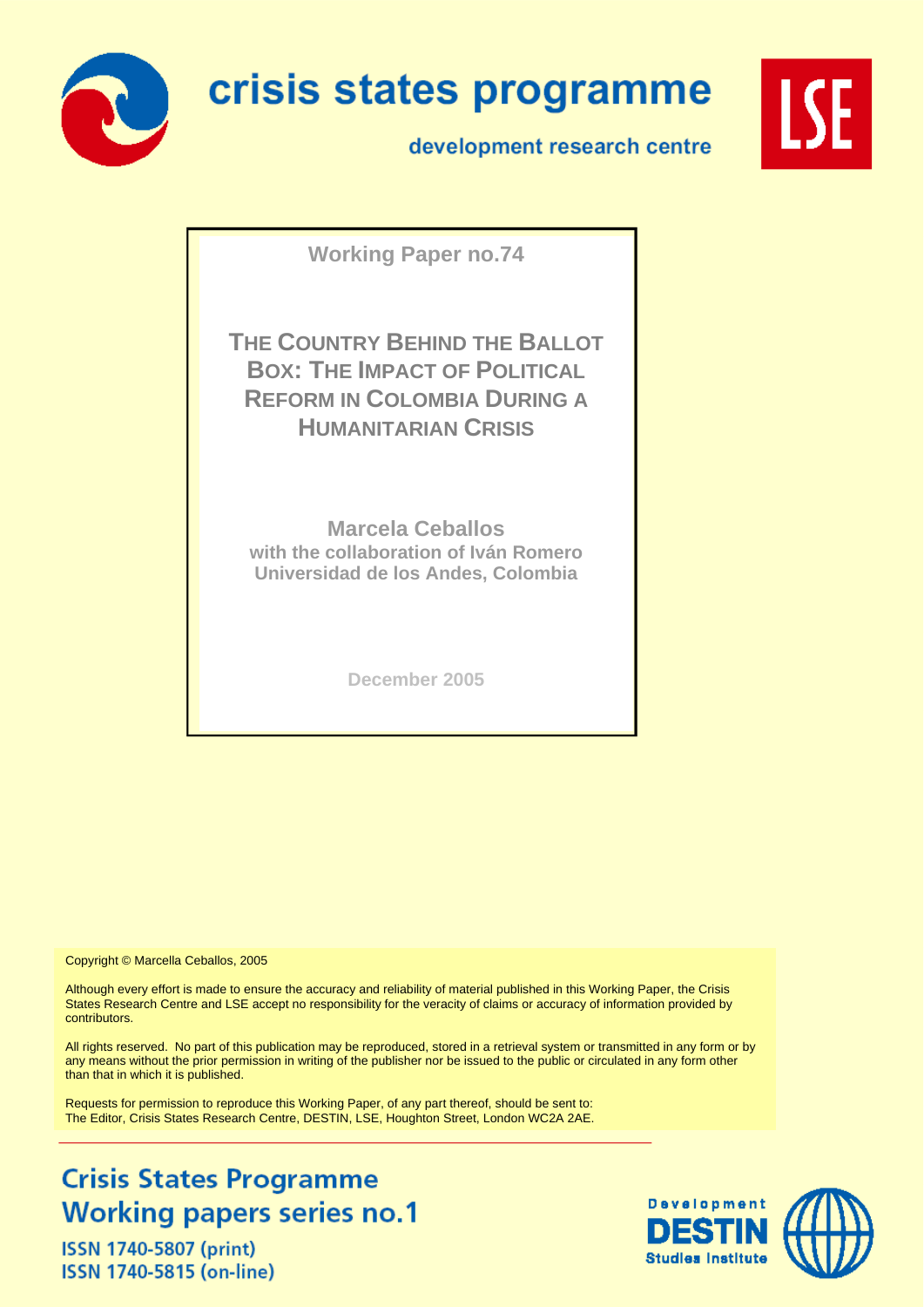crisis states programme

development research centre

Working Paper no.74

# The Country Behind the Ballot Box: The Impact of Political Reform in Colombia During a Humanitarian Crisis

**Marcela Ceballos**
with the collaboration of Iván Romero
Universidad de los Andes, Colombia

December 2005

Copyright © Marcella Ceballos, 2005

Although every effort is made to ensure the accuracy and reliability of material published in this Working Paper, the Crisis States Research Centre and LSE accept no responsibility for the veracity of claims or accuracy of information provided by contributors.

All rights reserved. No part of this publication may be reproduced, stored in a retrieval system or transmitted in any form or by any means without the prior permission in writing of the publisher nor be issued to the public or circulated in any form other than that in which it is published.

Requests for permission to reproduce this Working Paper, of any part thereof, should be sent to:
The Editor, Crisis States Research Centre, DESTIN, LSE, Houghton Street, London WC2A 2AE.

**Crisis States Programme**
**Working papers series no.1**

ISSN 1740-5807 (print)
ISSN 1740-5815 (on-line)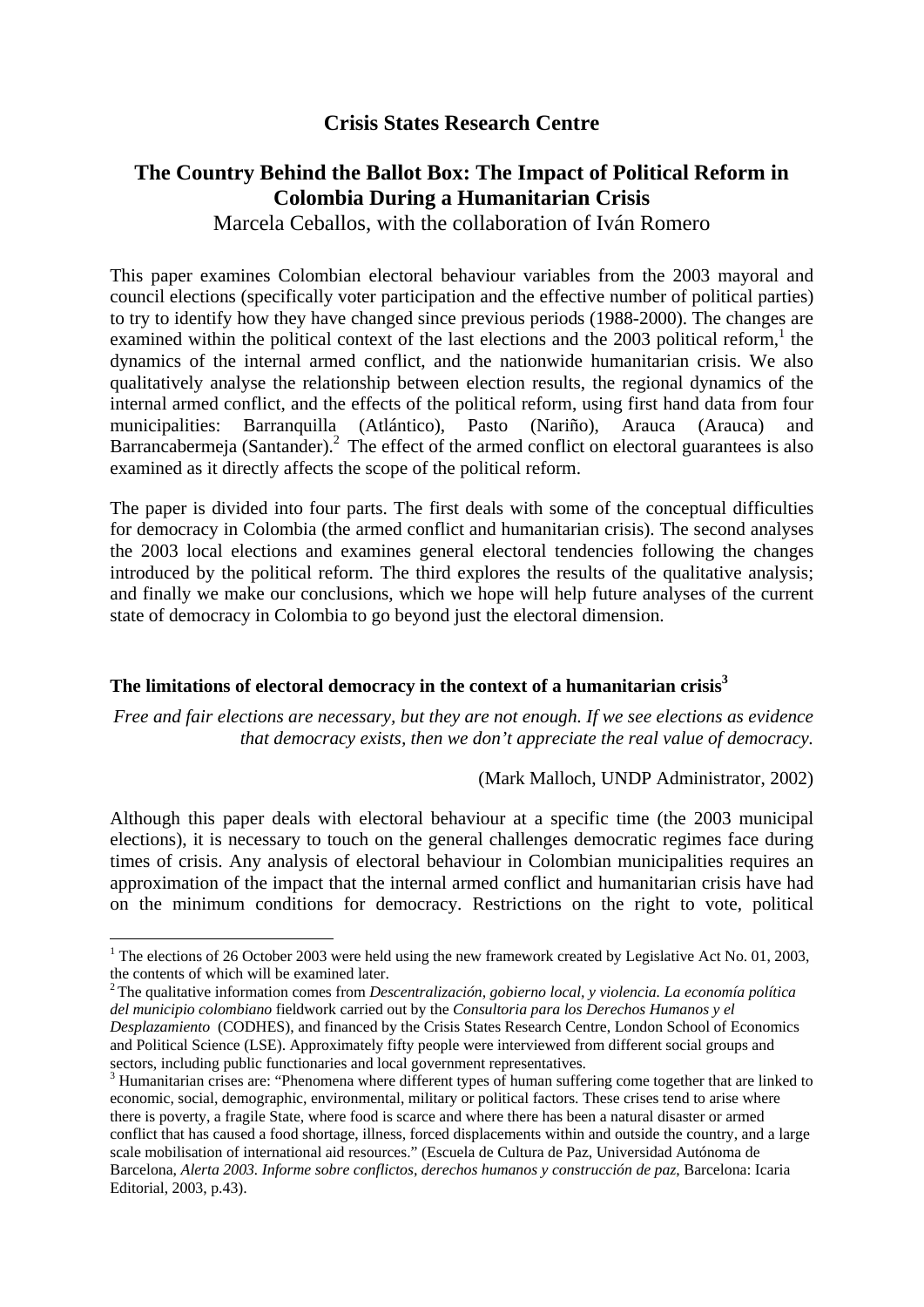## Crisis States Research Centre

# The Country Behind the Ballot Box: The Impact of Political Reform in Colombia During a Humanitarian Crisis

Marcela Ceballos, with the collaboration of Iván Romero

This paper examines Colombian electoral behaviour variables from the 2003 mayoral and council elections (specifically voter participation and the effective number of political parties) to try to identify how they have changed since previous periods (1988-2000). The changes are examined within the political context of the last elections and the 2003 political reform,[1] the dynamics of the internal armed conflict, and the nationwide humanitarian crisis. We also qualitatively analyse the relationship between election results, the regional dynamics of the internal armed conflict, and the effects of the political reform, using first hand data from four municipalities: Barranquilla (Atlántico), Pasto (Nariño), Arauca (Arauca) and Barrancabermeja (Santander).[2] The effect of the armed conflict on electoral guarantees is also examined as it directly affects the scope of the political reform.

The paper is divided into four parts. The first deals with some of the conceptual difficulties for democracy in Colombia (the armed conflict and humanitarian crisis). The second analyses the 2003 local elections and examines general electoral tendencies following the changes introduced by the political reform. The third explores the results of the qualitative analysis; and finally we make our conclusions, which we hope will help future analyses of the current state of democracy in Colombia to go beyond just the electoral dimension.

### The limitations of electoral democracy in the context of a humanitarian crisis[3]

*Free and fair elections are necessary, but they are not enough. If we see elections as evidence that democracy exists, then we don't appreciate the real value of democracy.*

(Mark Malloch, UNDP Administrator, 2002)

Although this paper deals with electoral behaviour at a specific time (the 2003 municipal elections), it is necessary to touch on the general challenges democratic regimes face during times of crisis. Any analysis of electoral behaviour in Colombian municipalities requires an approximation of the impact that the internal armed conflict and humanitarian crisis have had on the minimum conditions for democracy. Restrictions on the right to vote, political

---

[1] The elections of 26 October 2003 were held using the new framework created by Legislative Act No. 01, 2003, the contents of which will be examined later.

[2] The qualitative information comes from *Descentralización, gobierno local, y violencia. La economía política del municipio colombiano* fieldwork carried out by the *Consultoria para los Derechos Humanos y el Desplazamiento* (CODHES), and financed by the Crisis States Research Centre, London School of Economics and Political Science (LSE). Approximately fifty people were interviewed from different social groups and sectors, including public functionaries and local government representatives.

[3] Humanitarian crises are: "Phenomena where different types of human suffering come together that are linked to economic, social, demographic, environmental, military or political factors. These crises tend to arise where there is poverty, a fragile State, where food is scarce and where there has been a natural disaster or armed conflict that has caused a food shortage, illness, forced displacements within and outside the country, and a large scale mobilisation of international aid resources." (Escuela de Cultura de Paz, Universidad Autónoma de Barcelona, *Alerta 2003. Informe sobre conflictos, derechos humanos y construcción de paz*, Barcelona: Icaria Editorial, 2003, p.43).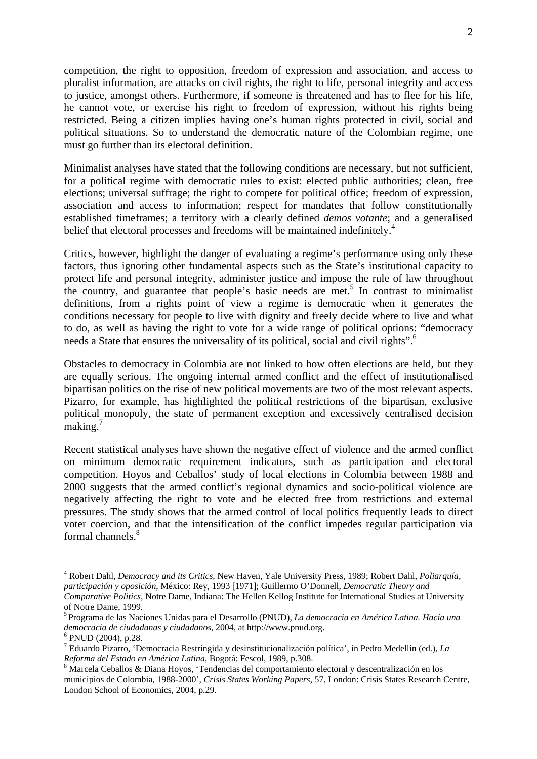competition, the right to opposition, freedom of expression and association, and access to pluralist information, are attacks on civil rights, the right to life, personal integrity and access to justice, amongst others. Furthermore, if someone is threatened and has to flee for his life, he cannot vote, or exercise his right to freedom of expression, without his rights being restricted. Being a citizen implies having one's human rights protected in civil, social and political situations. So to understand the democratic nature of the Colombian regime, one must go further than its electoral definition.

Minimalist analyses have stated that the following conditions are necessary, but not sufficient, for a political regime with democratic rules to exist: elected public authorities; clean, free elections; universal suffrage; the right to compete for political office; freedom of expression, association and access to information; respect for mandates that follow constitutionally established timeframes; a territory with a clearly defined *demos votante*; and a generalised belief that electoral processes and freedoms will be maintained indefinitely.[4]

Critics, however, highlight the danger of evaluating a regime's performance using only these factors, thus ignoring other fundamental aspects such as the State's institutional capacity to protect life and personal integrity, administer justice and impose the rule of law throughout the country, and guarantee that people's basic needs are met.[5] In contrast to minimalist definitions, from a rights point of view a regime is democratic when it generates the conditions necessary for people to live with dignity and freely decide where to live and what to do, as well as having the right to vote for a wide range of political options: "democracy needs a State that ensures the universality of its political, social and civil rights".[6]

Obstacles to democracy in Colombia are not linked to how often elections are held, but they are equally serious. The ongoing internal armed conflict and the effect of institutionalised bipartisan politics on the rise of new political movements are two of the most relevant aspects. Pizarro, for example, has highlighted the political restrictions of the bipartisan, exclusive political monopoly, the state of permanent exception and excessively centralised decision making.[7]

Recent statistical analyses have shown the negative effect of violence and the armed conflict on minimum democratic requirement indicators, such as participation and electoral competition. Hoyos and Ceballos' study of local elections in Colombia between 1988 and 2000 suggests that the armed conflict's regional dynamics and socio-political violence are negatively affecting the right to vote and be elected free from restrictions and external pressures. The study shows that the armed control of local politics frequently leads to direct voter coercion, and that the intensification of the conflict impedes regular participation via formal channels.[8]

---

[4] Robert Dahl, *Democracy and its Critics*, New Haven, Yale University Press, 1989; Robert Dahl, *Poliarquía, participación y oposición*, México: Rey, 1993 [1971]; Guillermo O'Donnell, *Democratic Theory and Comparative Politics*, Notre Dame, Indiana: The Hellen Kellog Institute for International Studies at University of Notre Dame, 1999.

[5] Programa de las Naciones Unidas para el Desarrollo (PNUD), *La democracia en América Latina. Hacía una democracia de ciudadanas y ciudadanos*, 2004, at http://www.pnud.org.

[6] PNUD (2004), p.28.

[7] Eduardo Pizarro, 'Democracia Restringida y desinstitucionalización política', in Pedro Medellín (ed.), *La Reforma del Estado en América Latina*, Bogotá: Fescol, 1989, p.308.

[8] Marcela Ceballos & Diana Hoyos, 'Tendencias del comportamiento electoral y descentralización en los municipios de Colombia, 1988-2000', *Crisis States Working Papers*, 57, London: Crisis States Research Centre, London School of Economics, 2004, p.29.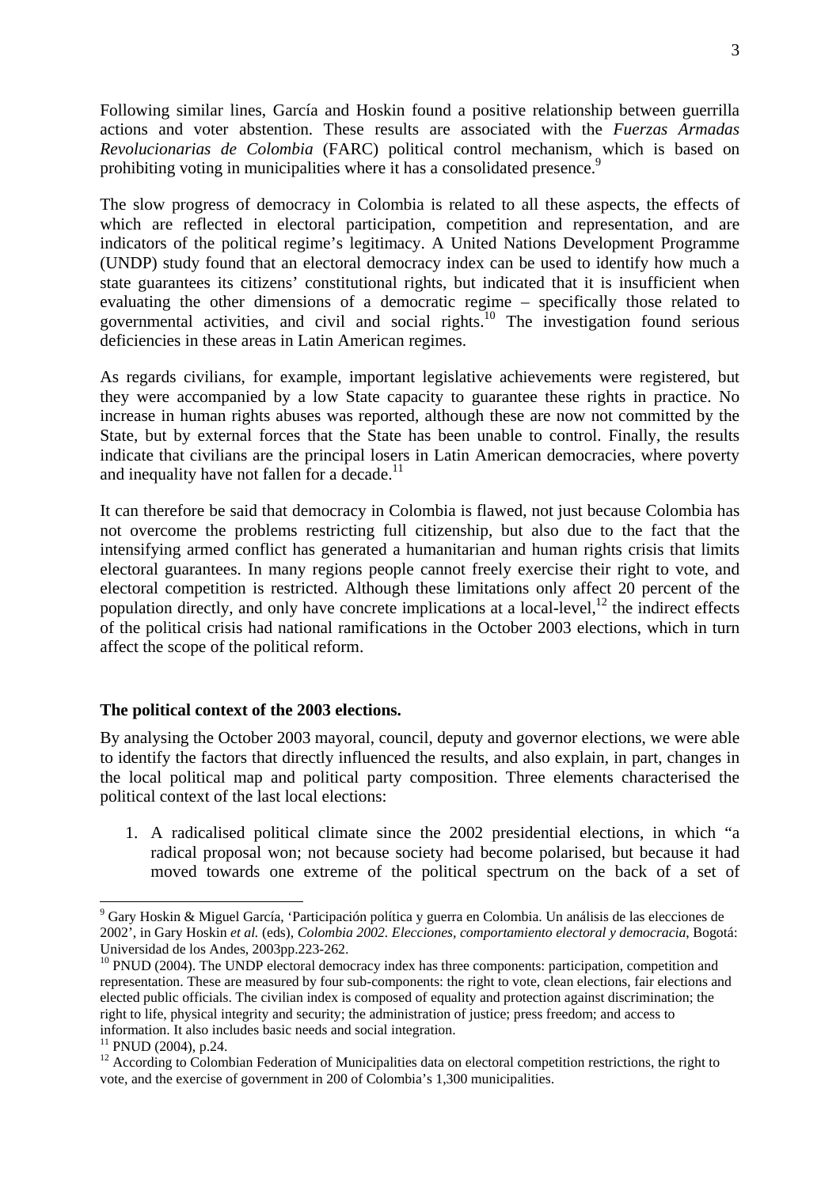Following similar lines, García and Hoskin found a positive relationship between guerrilla actions and voter abstention. These results are associated with the *Fuerzas Armadas Revolucionarias de Colombia* (FARC) political control mechanism, which is based on prohibiting voting in municipalities where it has a consolidated presence.[9]

The slow progress of democracy in Colombia is related to all these aspects, the effects of which are reflected in electoral participation, competition and representation, and are indicators of the political regime's legitimacy. A United Nations Development Programme (UNDP) study found that an electoral democracy index can be used to identify how much a state guarantees its citizens' constitutional rights, but indicated that it is insufficient when evaluating the other dimensions of a democratic regime – specifically those related to governmental activities, and civil and social rights.[10] The investigation found serious deficiencies in these areas in Latin American regimes.

As regards civilians, for example, important legislative achievements were registered, but they were accompanied by a low State capacity to guarantee these rights in practice. No increase in human rights abuses was reported, although these are now not committed by the State, but by external forces that the State has been unable to control. Finally, the results indicate that civilians are the principal losers in Latin American democracies, where poverty and inequality have not fallen for a decade.[11]

It can therefore be said that democracy in Colombia is flawed, not just because Colombia has not overcome the problems restricting full citizenship, but also due to the fact that the intensifying armed conflict has generated a humanitarian and human rights crisis that limits electoral guarantees. In many regions people cannot freely exercise their right to vote, and electoral competition is restricted. Although these limitations only affect 20 percent of the population directly, and only have concrete implications at a local-level,[12] the indirect effects of the political crisis had national ramifications in the October 2003 elections, which in turn affect the scope of the political reform.

**The political context of the 2003 elections.**

By analysing the October 2003 mayoral, council, deputy and governor elections, we were able to identify the factors that directly influenced the results, and also explain, in part, changes in the local political map and political party composition. Three elements characterised the political context of the last local elections:

1. A radicalised political climate since the 2002 presidential elections, in which "a radical proposal won; not because society had become polarised, but because it had moved towards one extreme of the political spectrum on the back of a set of

---

[9] Gary Hoskin & Miguel García, 'Participación política y guerra en Colombia. Un análisis de las elecciones de 2002', in Gary Hoskin *et al.* (eds), *Colombia 2002. Elecciones, comportamiento electoral y democracia,* Bogotá: Universidad de los Andes, 2003pp.223-262.

[10] PNUD (2004). The UNDP electoral democracy index has three components: participation, competition and representation. These are measured by four sub-components: the right to vote, clean elections, fair elections and elected public officials. The civilian index is composed of equality and protection against discrimination; the right to life, physical integrity and security; the administration of justice; press freedom; and access to information. It also includes basic needs and social integration.

[11] PNUD (2004), p.24.

[12] According to Colombian Federation of Municipalities data on electoral competition restrictions, the right to vote, and the exercise of government in 200 of Colombia's 1,300 municipalities.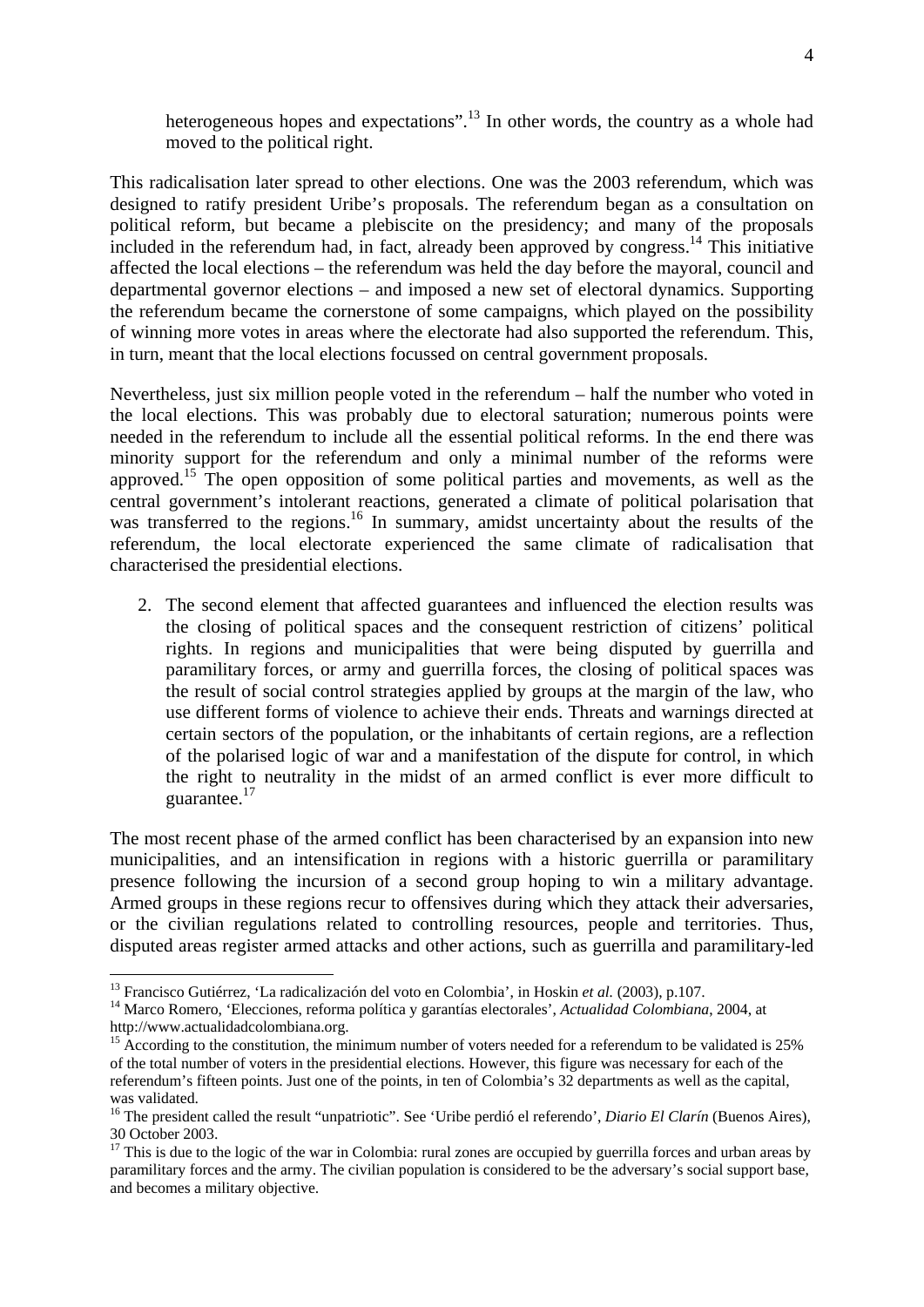heterogeneous hopes and expectations".[13] In other words, the country as a whole had moved to the political right.

This radicalisation later spread to other elections. One was the 2003 referendum, which was designed to ratify president Uribe's proposals. The referendum began as a consultation on political reform, but became a plebiscite on the presidency; and many of the proposals included in the referendum had, in fact, already been approved by congress.[14] This initiative affected the local elections – the referendum was held the day before the mayoral, council and departmental governor elections – and imposed a new set of electoral dynamics. Supporting the referendum became the cornerstone of some campaigns, which played on the possibility of winning more votes in areas where the electorate had also supported the referendum. This, in turn, meant that the local elections focussed on central government proposals.

Nevertheless, just six million people voted in the referendum – half the number who voted in the local elections. This was probably due to electoral saturation; numerous points were needed in the referendum to include all the essential political reforms. In the end there was minority support for the referendum and only a minimal number of the reforms were approved.[15] The open opposition of some political parties and movements, as well as the central government's intolerant reactions, generated a climate of political polarisation that was transferred to the regions.[16] In summary, amidst uncertainty about the results of the referendum, the local electorate experienced the same climate of radicalisation that characterised the presidential elections.

2. The second element that affected guarantees and influenced the election results was the closing of political spaces and the consequent restriction of citizens' political rights. In regions and municipalities that were being disputed by guerrilla and paramilitary forces, or army and guerrilla forces, the closing of political spaces was the result of social control strategies applied by groups at the margin of the law, who use different forms of violence to achieve their ends. Threats and warnings directed at certain sectors of the population, or the inhabitants of certain regions, are a reflection of the polarised logic of war and a manifestation of the dispute for control, in which the right to neutrality in the midst of an armed conflict is ever more difficult to guarantee.[17]

The most recent phase of the armed conflict has been characterised by an expansion into new municipalities, and an intensification in regions with a historic guerrilla or paramilitary presence following the incursion of a second group hoping to win a military advantage. Armed groups in these regions recur to offensives during which they attack their adversaries, or the civilian regulations related to controlling resources, people and territories. Thus, disputed areas register armed attacks and other actions, such as guerrilla and paramilitary-led

---

[13] Francisco Gutiérrez, 'La radicalización del voto en Colombia', in Hoskin *et al.* (2003), p.107.

[14] Marco Romero, 'Elecciones, reforma política y garantías electorales', *Actualidad Colombiana*, 2004, at http://www.actualidadcolombiana.org.

[15] According to the constitution, the minimum number of voters needed for a referendum to be validated is 25% of the total number of voters in the presidential elections. However, this figure was necessary for each of the referendum's fifteen points. Just one of the points, in ten of Colombia's 32 departments as well as the capital, was validated.

[16] The president called the result "unpatriotic". See 'Uribe perdió el referendo', *Diario El Clarín* (Buenos Aires), 30 October 2003.

[17] This is due to the logic of the war in Colombia: rural zones are occupied by guerrilla forces and urban areas by paramilitary forces and the army. The civilian population is considered to be the adversary's social support base, and becomes a military objective.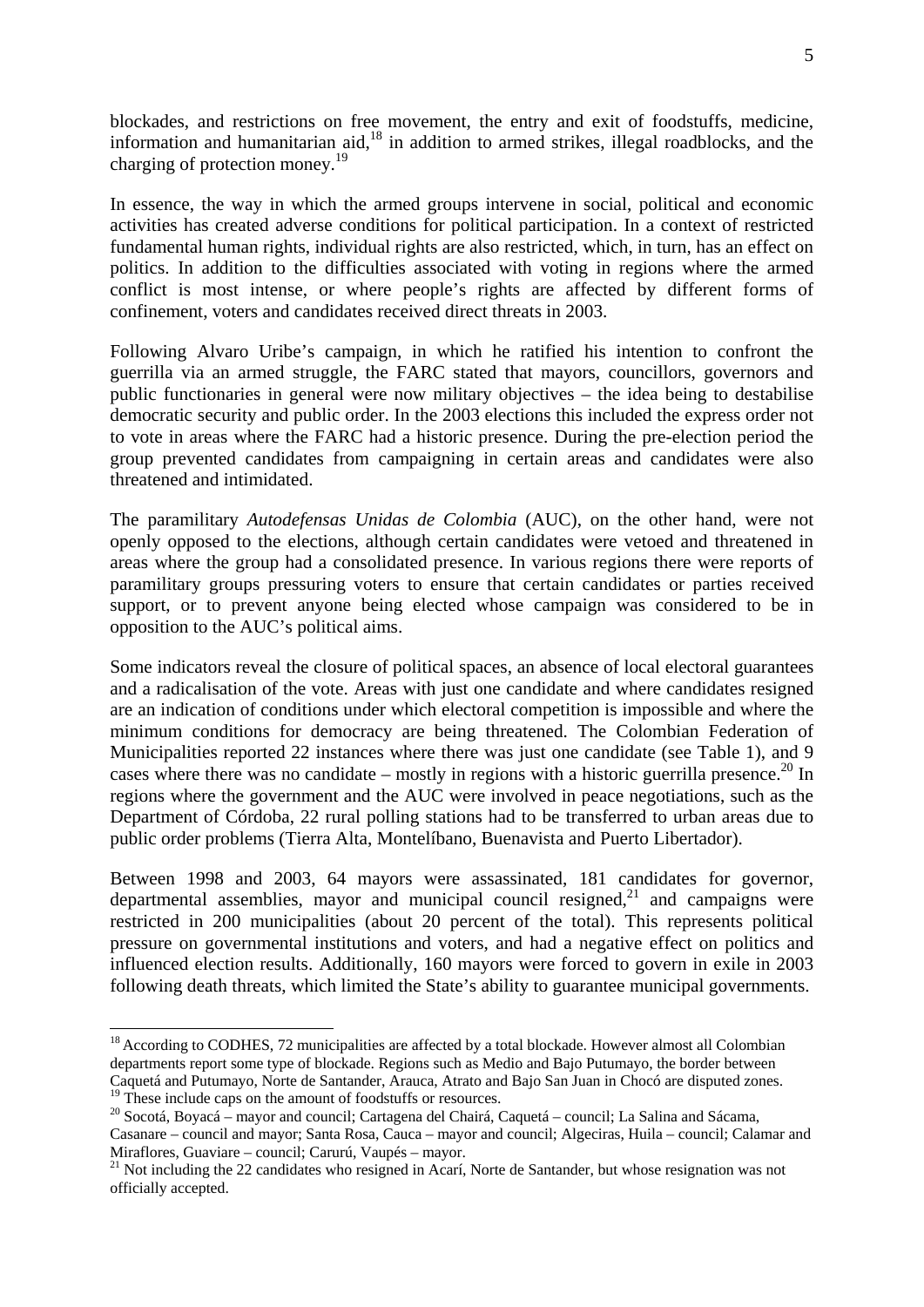blockades, and restrictions on free movement, the entry and exit of foodstuffs, medicine, information and humanitarian aid,[18] in addition to armed strikes, illegal roadblocks, and the charging of protection money.[19]

In essence, the way in which the armed groups intervene in social, political and economic activities has created adverse conditions for political participation. In a context of restricted fundamental human rights, individual rights are also restricted, which, in turn, has an effect on politics. In addition to the difficulties associated with voting in regions where the armed conflict is most intense, or where people's rights are affected by different forms of confinement, voters and candidates received direct threats in 2003.

Following Alvaro Uribe's campaign, in which he ratified his intention to confront the guerrilla via an armed struggle, the FARC stated that mayors, councillors, governors and public functionaries in general were now military objectives – the idea being to destabilise democratic security and public order. In the 2003 elections this included the express order not to vote in areas where the FARC had a historic presence. During the pre-election period the group prevented candidates from campaigning in certain areas and candidates were also threatened and intimidated.

The paramilitary *Autodefensas Unidas de Colombia* (AUC), on the other hand, were not openly opposed to the elections, although certain candidates were vetoed and threatened in areas where the group had a consolidated presence. In various regions there were reports of paramilitary groups pressuring voters to ensure that certain candidates or parties received support, or to prevent anyone being elected whose campaign was considered to be in opposition to the AUC's political aims.

Some indicators reveal the closure of political spaces, an absence of local electoral guarantees and a radicalisation of the vote. Areas with just one candidate and where candidates resigned are an indication of conditions under which electoral competition is impossible and where the minimum conditions for democracy are being threatened. The Colombian Federation of Municipalities reported 22 instances where there was just one candidate (see Table 1), and 9 cases where there was no candidate – mostly in regions with a historic guerrilla presence.[20] In regions where the government and the AUC were involved in peace negotiations, such as the Department of Córdoba, 22 rural polling stations had to be transferred to urban areas due to public order problems (Tierra Alta, Montelíbano, Buenavista and Puerto Libertador).

Between 1998 and 2003, 64 mayors were assassinated, 181 candidates for governor, departmental assemblies, mayor and municipal council resigned,[21] and campaigns were restricted in 200 municipalities (about 20 percent of the total). This represents political pressure on governmental institutions and voters, and had a negative effect on politics and influenced election results. Additionally, 160 mayors were forced to govern in exile in 2003 following death threats, which limited the State's ability to guarantee municipal governments.

---

[18] According to CODHES, 72 municipalities are affected by a total blockade. However almost all Colombian departments report some type of blockade. Regions such as Medio and Bajo Putumayo, the border between Caquetá and Putumayo, Norte de Santander, Arauca, Atrato and Bajo San Juan in Chocó are disputed zones.

[19] These include caps on the amount of foodstuffs or resources.

[20] Socotá, Boyacá – mayor and council; Cartagena del Chairá, Caquetá – council; La Salina and Sácama, Casanare – council and mayor; Santa Rosa, Cauca – mayor and council; Algeciras, Huila – council; Calamar and Miraflores, Guaviare – council; Carurú, Vaupés – mayor.

[21] Not including the 22 candidates who resigned in Acarí, Norte de Santander, but whose resignation was not officially accepted.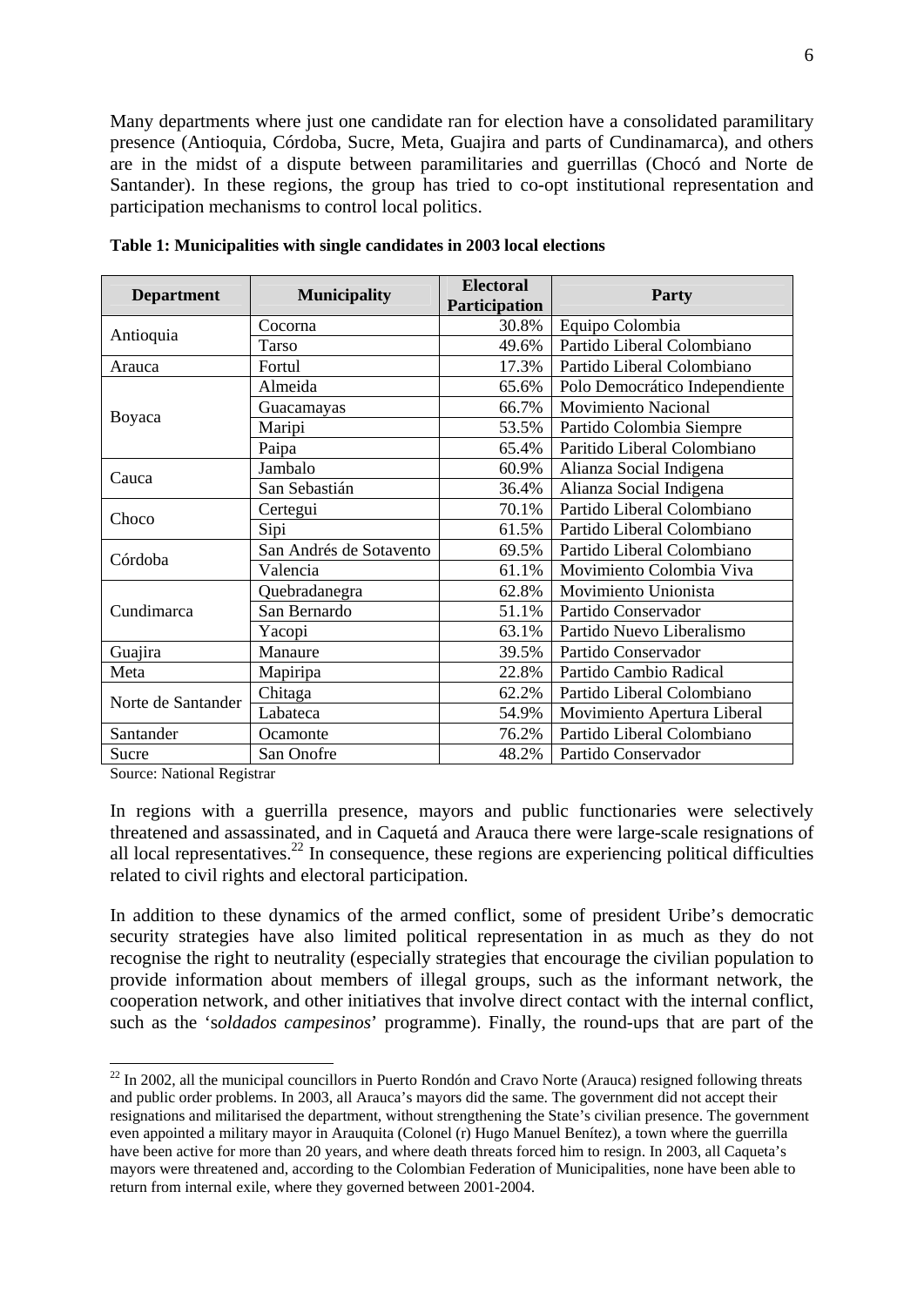Many departments where just one candidate ran for election have a consolidated paramilitary presence (Antioquia, Córdoba, Sucre, Meta, Guajira and parts of Cundinamarca), and others are in the midst of a dispute between paramilitaries and guerrillas (Chocó and Norte de Santander). In these regions, the group has tried to co-opt institutional representation and participation mechanisms to control local politics.

**Table 1: Municipalities with single candidates in 2003 local elections**

| Department | Municipality | Electoral Participation | Party |
|---|---|---|---|
| Antioquia | Cocorna | 30.8% | Equipo Colombia |
| | Tarso | 49.6% | Partido Liberal Colombiano |
| Arauca | Fortul | 17.3% | Partido Liberal Colombiano |
| Boyaca | Almeida | 65.6% | Polo Democrático Independiente |
| | Guacamayas | 66.7% | Movimiento Nacional |
| | Maripi | 53.5% | Partido Colombia Siempre |
| | Paipa | 65.4% | Paritido Liberal Colombiano |
| Cauca | Jambalo | 60.9% | Alianza Social Indigena |
| | San Sebastián | 36.4% | Alianza Social Indigena |
| Choco | Certegui | 70.1% | Partido Liberal Colombiano |
| | Sipi | 61.5% | Partido Liberal Colombiano |
| Córdoba | San Andrés de Sotavento | 69.5% | Partido Liberal Colombiano |
| | Valencia | 61.1% | Movimiento Colombia Viva |
| Cundimarca | Quebradanegra | 62.8% | Movimiento Unionista |
| | San Bernardo | 51.1% | Partido Conservador |
| | Yacopi | 63.1% | Partido Nuevo Liberalismo |
| Guajira | Manaure | 39.5% | Partido Conservador |
| Meta | Mapiripa | 22.8% | Partido Cambio Radical |
| Norte de Santander | Chitaga | 62.2% | Partido Liberal Colombiano |
| | Labateca | 54.9% | Movimiento Apertura Liberal |
| Santander | Ocamonte | 76.2% | Partido Liberal Colombiano |
| Sucre | San Onofre | 48.2% | Partido Conservador |

Source: National Registrar

In regions with a guerrilla presence, mayors and public functionaries were selectively threatened and assassinated, and in Caquetá and Arauca there were large-scale resignations of all local representatives.[22] In consequence, these regions are experiencing political difficulties related to civil rights and electoral participation.

In addition to these dynamics of the armed conflict, some of president Uribe's democratic security strategies have also limited political representation in as much as they do not recognise the right to neutrality (especially strategies that encourage the civilian population to provide information about members of illegal groups, such as the informant network, the cooperation network, and other initiatives that involve direct contact with the internal conflict, such as the '*soldados campesinos*' programme). Finally, the round-ups that are part of the

[22] In 2002, all the municipal councillors in Puerto Rondón and Cravo Norte (Arauca) resigned following threats and public order problems. In 2003, all Arauca's mayors did the same. The government did not accept their resignations and militarised the department, without strengthening the State's civilian presence. The government even appointed a military mayor in Arauquita (Colonel (r) Hugo Manuel Benítez), a town where the guerrilla have been active for more than 20 years, and where death threats forced him to resign. In 2003, all Caqueta's mayors were threatened and, according to the Colombian Federation of Municipalities, none have been able to return from internal exile, where they governed between 2001-2004.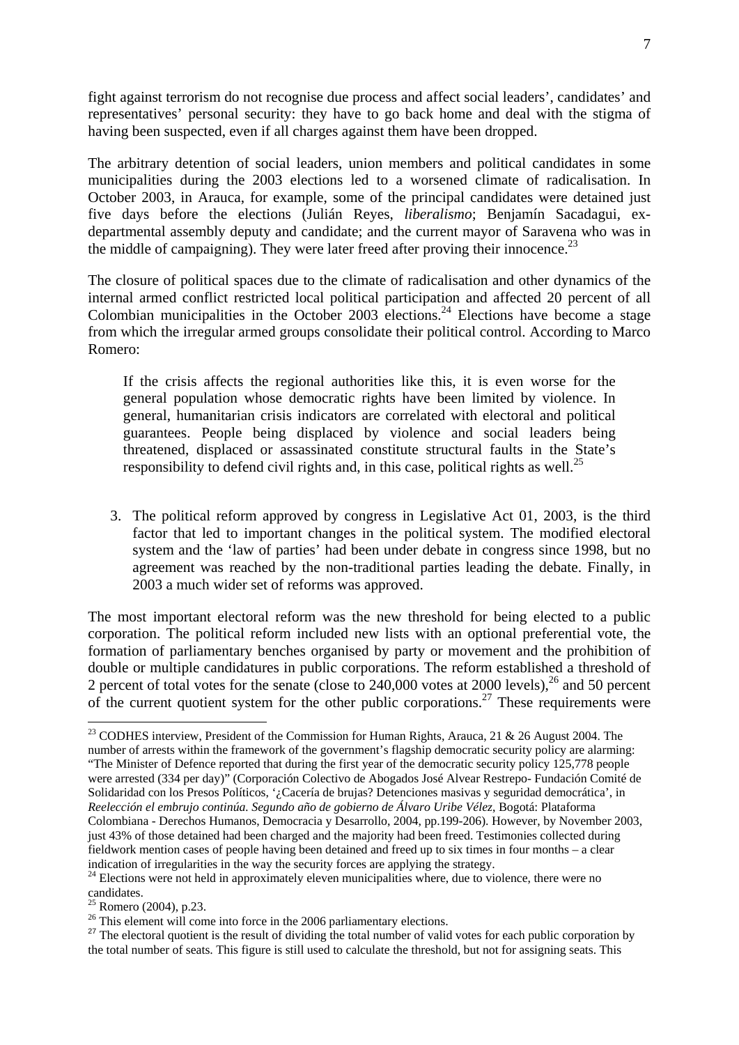fight against terrorism do not recognise due process and affect social leaders', candidates' and representatives' personal security: they have to go back home and deal with the stigma of having been suspected, even if all charges against them have been dropped.

The arbitrary detention of social leaders, union members and political candidates in some municipalities during the 2003 elections led to a worsened climate of radicalisation. In October 2003, in Arauca, for example, some of the principal candidates were detained just five days before the elections (Julián Reyes, *liberalismo*; Benjamín Sacadagui, ex-departmental assembly deputy and candidate; and the current mayor of Saravena who was in the middle of campaigning). They were later freed after proving their innocence.[23]

The closure of political spaces due to the climate of radicalisation and other dynamics of the internal armed conflict restricted local political participation and affected 20 percent of all Colombian municipalities in the October 2003 elections.[24] Elections have become a stage from which the irregular armed groups consolidate their political control. According to Marco Romero:

> If the crisis affects the regional authorities like this, it is even worse for the general population whose democratic rights have been limited by violence. In general, humanitarian crisis indicators are correlated with electoral and political guarantees. People being displaced by violence and social leaders being threatened, displaced or assassinated constitute structural faults in the State's responsibility to defend civil rights and, in this case, political rights as well.[25]

3. The political reform approved by congress in Legislative Act 01, 2003, is the third factor that led to important changes in the political system. The modified electoral system and the 'law of parties' had been under debate in congress since 1998, but no agreement was reached by the non-traditional parties leading the debate. Finally, in 2003 a much wider set of reforms was approved.

The most important electoral reform was the new threshold for being elected to a public corporation. The political reform included new lists with an optional preferential vote, the formation of parliamentary benches organised by party or movement and the prohibition of double or multiple candidatures in public corporations. The reform established a threshold of 2 percent of total votes for the senate (close to 240,000 votes at 2000 levels),[26] and 50 percent of the current quotient system for the other public corporations.[27] These requirements were

---

[23] CODHES interview, President of the Commission for Human Rights, Arauca, 21 & 26 August 2004. The number of arrests within the framework of the government's flagship democratic security policy are alarming: "The Minister of Defence reported that during the first year of the democratic security policy 125,778 people were arrested (334 per day)" (Corporación Colectivo de Abogados José Alvear Restrepo- Fundación Comité de Solidaridad con los Presos Políticos, '¿Cacería de brujas? Detenciones masivas y seguridad democrática', in *Reelección el embrujo continúa. Segundo año de gobierno de Álvaro Uribe Vélez*, Bogotá: Plataforma Colombiana - Derechos Humanos, Democracia y Desarrollo, 2004, pp.199-206). However, by November 2003, just 43% of those detained had been charged and the majority had been freed. Testimonies collected during fieldwork mention cases of people having been detained and freed up to six times in four months – a clear indication of irregularities in the way the security forces are applying the strategy.

[24] Elections were not held in approximately eleven municipalities where, due to violence, there were no candidates.

[25] Romero (2004), p.23.

[26] This element will come into force in the 2006 parliamentary elections.

[27] The electoral quotient is the result of dividing the total number of valid votes for each public corporation by the total number of seats. This figure is still used to calculate the threshold, but not for assigning seats. This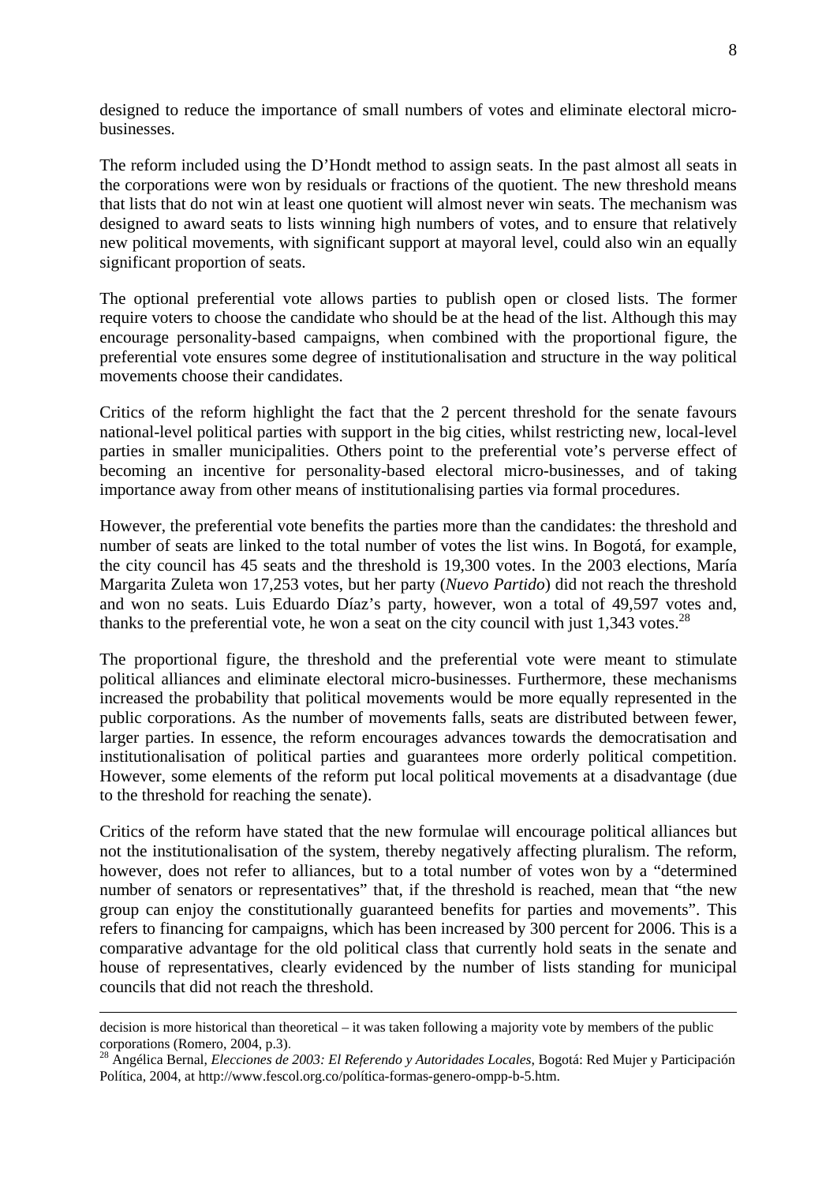designed to reduce the importance of small numbers of votes and eliminate electoral micro-businesses.

The reform included using the D'Hondt method to assign seats. In the past almost all seats in the corporations were won by residuals or fractions of the quotient. The new threshold means that lists that do not win at least one quotient will almost never win seats. The mechanism was designed to award seats to lists winning high numbers of votes, and to ensure that relatively new political movements, with significant support at mayoral level, could also win an equally significant proportion of seats.

The optional preferential vote allows parties to publish open or closed lists. The former require voters to choose the candidate who should be at the head of the list. Although this may encourage personality-based campaigns, when combined with the proportional figure, the preferential vote ensures some degree of institutionalisation and structure in the way political movements choose their candidates.

Critics of the reform highlight the fact that the 2 percent threshold for the senate favours national-level political parties with support in the big cities, whilst restricting new, local-level parties in smaller municipalities. Others point to the preferential vote's perverse effect of becoming an incentive for personality-based electoral micro-businesses, and of taking importance away from other means of institutionalising parties via formal procedures.

However, the preferential vote benefits the parties more than the candidates: the threshold and number of seats are linked to the total number of votes the list wins. In Bogotá, for example, the city council has 45 seats and the threshold is 19,300 votes. In the 2003 elections, María Margarita Zuleta won 17,253 votes, but her party (*Nuevo Partido*) did not reach the threshold and won no seats. Luis Eduardo Díaz's party, however, won a total of 49,597 votes and, thanks to the preferential vote, he won a seat on the city council with just 1,343 votes.[28]

The proportional figure, the threshold and the preferential vote were meant to stimulate political alliances and eliminate electoral micro-businesses. Furthermore, these mechanisms increased the probability that political movements would be more equally represented in the public corporations. As the number of movements falls, seats are distributed between fewer, larger parties. In essence, the reform encourages advances towards the democratisation and institutionalisation of political parties and guarantees more orderly political competition. However, some elements of the reform put local political movements at a disadvantage (due to the threshold for reaching the senate).

Critics of the reform have stated that the new formulae will encourage political alliances but not the institutionalisation of the system, thereby negatively affecting pluralism. The reform, however, does not refer to alliances, but to a total number of votes won by a "determined number of senators or representatives" that, if the threshold is reached, mean that "the new group can enjoy the constitutionally guaranteed benefits for parties and movements". This refers to financing for campaigns, which has been increased by 300 percent for 2006. This is a comparative advantage for the old political class that currently hold seats in the senate and house of representatives, clearly evidenced by the number of lists standing for municipal councils that did not reach the threshold.

---

decision is more historical than theoretical – it was taken following a majority vote by members of the public corporations (Romero, 2004, p.3).

[28] Angélica Bernal, *Elecciones de 2003: El Referendo y Autoridades Locales*, Bogotá: Red Mujer y Participación Política, 2004, at http://www.fescol.org.co/política-formas-genero-ompp-b-5.htm.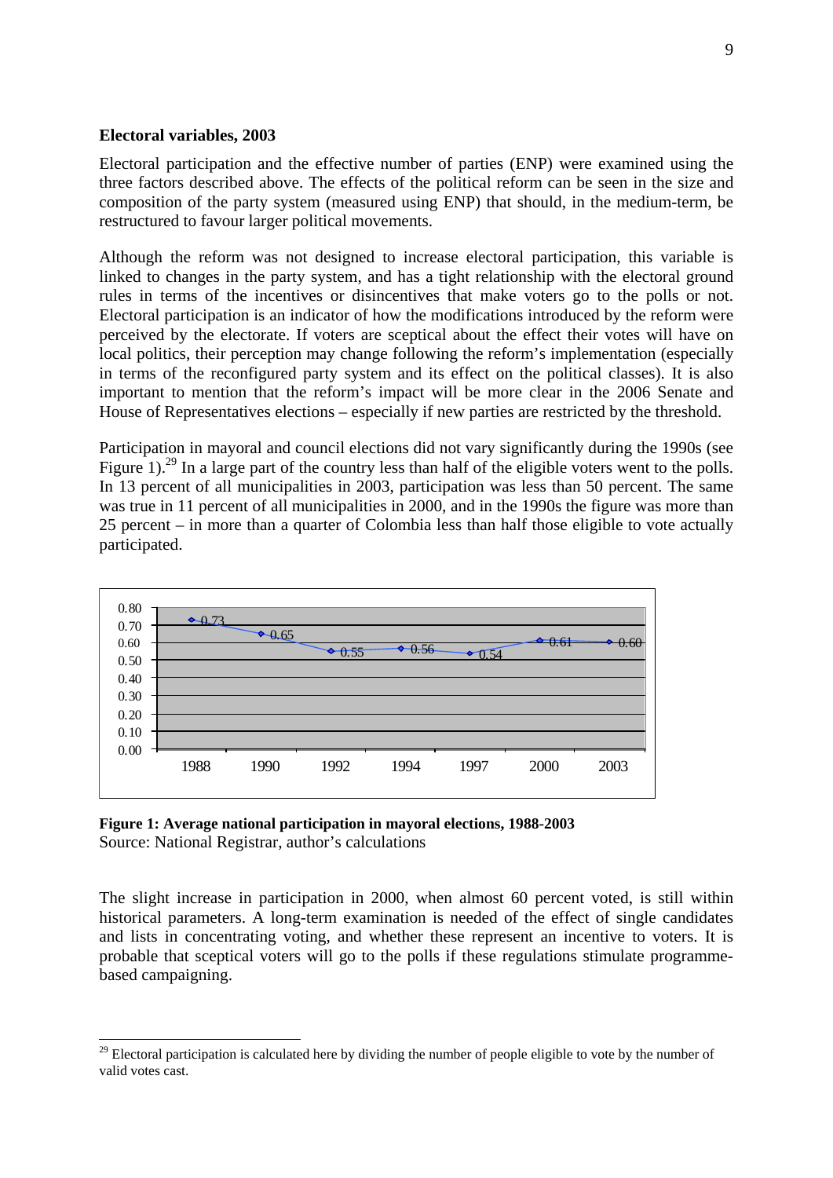**Electoral variables, 2003**

Electoral participation and the effective number of parties (ENP) were examined using the three factors described above. The effects of the political reform can be seen in the size and composition of the party system (measured using ENP) that should, in the medium-term, be restructured to favour larger political movements.

Although the reform was not designed to increase electoral participation, this variable is linked to changes in the party system, and has a tight relationship with the electoral ground rules in terms of the incentives or disincentives that make voters go to the polls or not. Electoral participation is an indicator of how the modifications introduced by the reform were perceived by the electorate. If voters are sceptical about the effect their votes will have on local politics, their perception may change following the reform's implementation (especially in terms of the reconfigured party system and its effect on the political classes). It is also important to mention that the reform's impact will be more clear in the 2006 Senate and House of Representatives elections – especially if new parties are restricted by the threshold.

Participation in mayoral and council elections did not vary significantly during the 1990s (see Figure 1).[29] In a large part of the country less than half of the eligible voters went to the polls. In 13 percent of all municipalities in 2003, participation was less than 50 percent. The same was true in 11 percent of all municipalities in 2000, and in the 1990s the figure was more than 25 percent – in more than a quarter of Colombia less than half those eligible to vote actually participated.

| Year | Participation |
|---|---|
| 1988 | 0.73 |
| 1990 | 0.65 |
| 1992 | 0.55 |
| 1994 | 0.56 |
| 1997 | 0.54 |
| 2000 | 0.61 |
| 2003 | 0.60 |

**Figure 1: Average national participation in mayoral elections, 1988-2003**
Source: National Registrar, author's calculations

The slight increase in participation in 2000, when almost 60 percent voted, is still within historical parameters. A long-term examination is needed of the effect of single candidates and lists in concentrating voting, and whether these represent an incentive to voters. It is probable that sceptical voters will go to the polls if these regulations stimulate programme-based campaigning.

[29] Electoral participation is calculated here by dividing the number of people eligible to vote by the number of valid votes cast.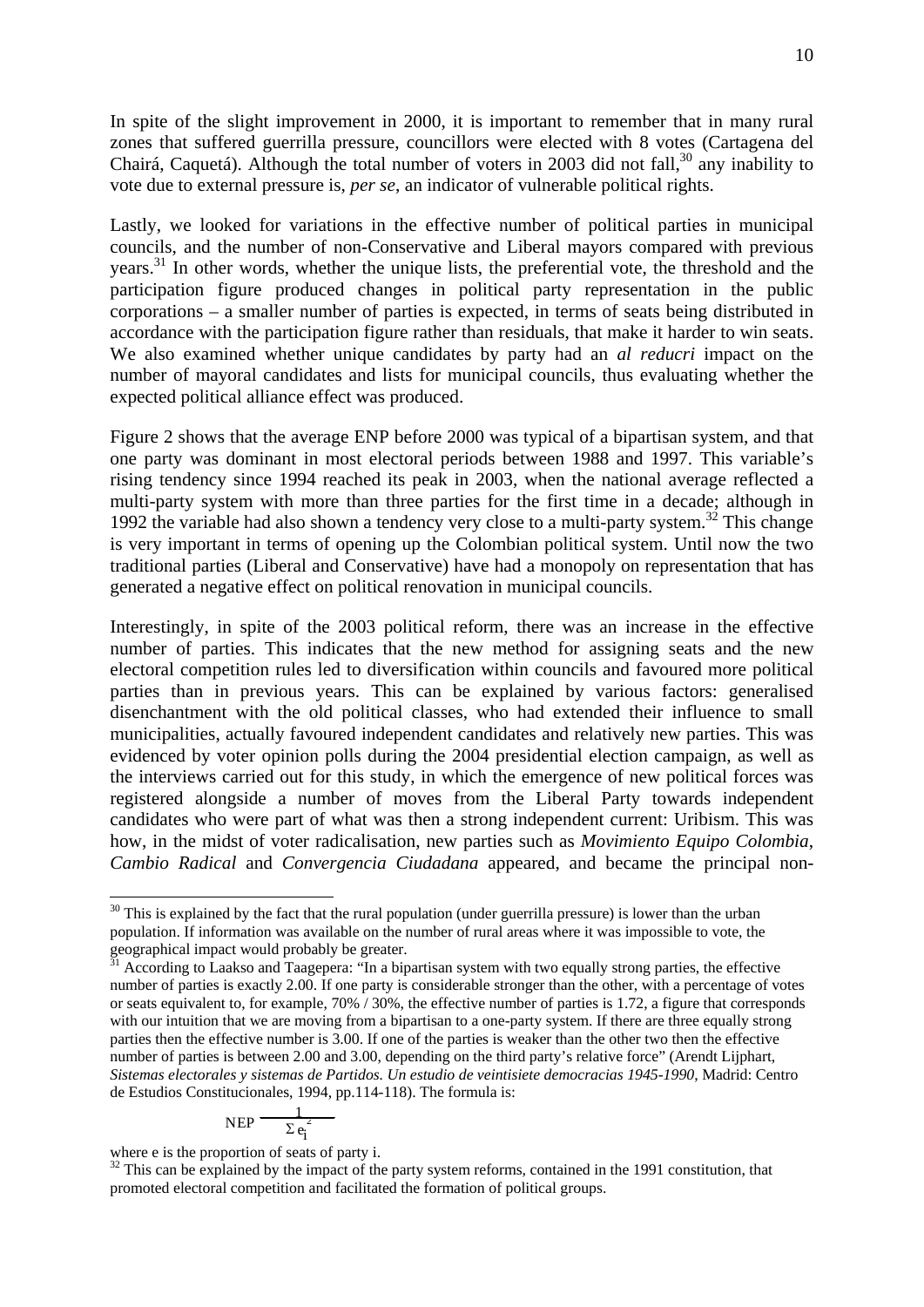In spite of the slight improvement in 2000, it is important to remember that in many rural zones that suffered guerrilla pressure, councillors were elected with 8 votes (Cartagena del Chairá, Caquetá). Although the total number of voters in 2003 did not fall,[30] any inability to vote due to external pressure is, *per se*, an indicator of vulnerable political rights.

Lastly, we looked for variations in the effective number of political parties in municipal councils, and the number of non-Conservative and Liberal mayors compared with previous years.[31] In other words, whether the unique lists, the preferential vote, the threshold and the participation figure produced changes in political party representation in the public corporations – a smaller number of parties is expected, in terms of seats being distributed in accordance with the participation figure rather than residuals, that make it harder to win seats. We also examined whether unique candidates by party had an *al reducri* impact on the number of mayoral candidates and lists for municipal councils, thus evaluating whether the expected political alliance effect was produced.

Figure 2 shows that the average ENP before 2000 was typical of a bipartisan system, and that one party was dominant in most electoral periods between 1988 and 1997. This variable's rising tendency since 1994 reached its peak in 2003, when the national average reflected a multi-party system with more than three parties for the first time in a decade; although in 1992 the variable had also shown a tendency very close to a multi-party system.[32] This change is very important in terms of opening up the Colombian political system. Until now the two traditional parties (Liberal and Conservative) have had a monopoly on representation that has generated a negative effect on political renovation in municipal councils.

Interestingly, in spite of the 2003 political reform, there was an increase in the effective number of parties. This indicates that the new method for assigning seats and the new electoral competition rules led to diversification within councils and favoured more political parties than in previous years. This can be explained by various factors: generalised disenchantment with the old political classes, who had extended their influence to small municipalities, actually favoured independent candidates and relatively new parties. This was evidenced by voter opinion polls during the 2004 presidential election campaign, as well as the interviews carried out for this study, in which the emergence of new political forces was registered alongside a number of moves from the Liberal Party towards independent candidates who were part of what was then a strong independent current: Uribism. This was how, in the midst of voter radicalisation, new parties such as *Movimiento Equipo Colombia*, *Cambio Radical* and *Convergencia Ciudadana* appeared, and became the principal non-

---

[30] This is explained by the fact that the rural population (under guerrilla pressure) is lower than the urban population. If information was available on the number of rural areas where it was impossible to vote, the geographical impact would probably be greater.

[31] According to Laakso and Taagepera: "In a bipartisan system with two equally strong parties, the effective number of parties is exactly 2.00. If one party is considerable stronger than the other, with a percentage of votes or seats equivalent to, for example, 70% / 30%, the effective number of parties is 1.72, a figure that corresponds with our intuition that we are moving from a bipartisan to a one-party system. If there are three equally strong parties then the effective number is 3.00. If one of the parties is weaker than the other two then the effective number of parties is between 2.00 and 3.00, depending on the third party's relative force" (Arendt Lijphart, *Sistemas electorales y sistemas de Partidos. Un estudio de veintisiete democracias 1945-1990*, Madrid: Centro de Estudios Constitucionales, 1994, pp.114-118). The formula is:

$$NEP = \frac{1}{\Sigma e_i^2}$$

where e is the proportion of seats of party i.

[32] This can be explained by the impact of the party system reforms, contained in the 1991 constitution, that promoted electoral competition and facilitated the formation of political groups.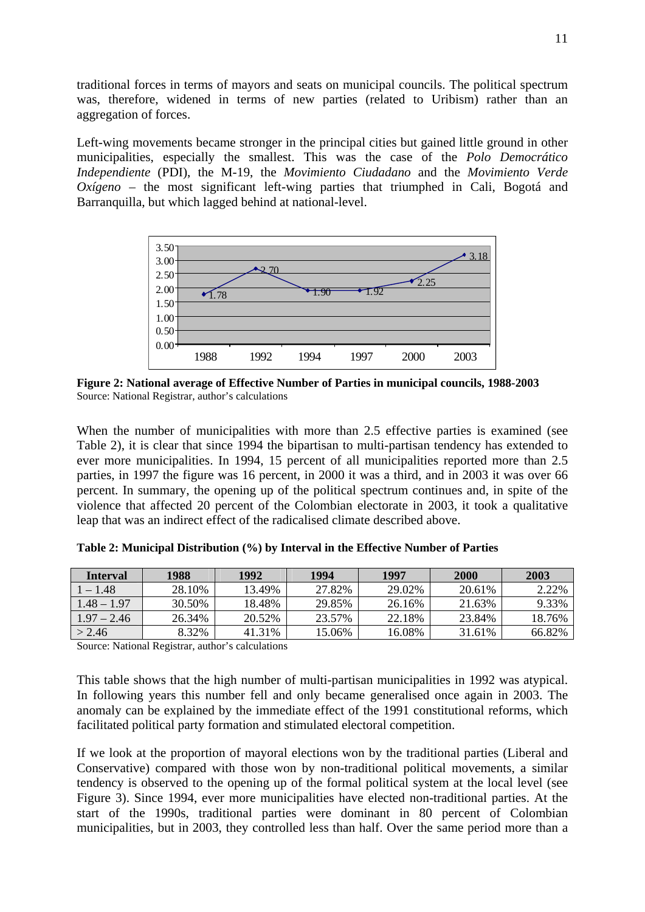traditional forces in terms of mayors and seats on municipal councils. The political spectrum was, therefore, widened in terms of new parties (related to Uribism) rather than an aggregation of forces.

Left-wing movements became stronger in the principal cities but gained little ground in other municipalities, especially the smallest. This was the case of the *Polo Democrático Independiente* (PDI), the M-19, the *Movimiento Ciudadano* and the *Movimiento Verde Oxígeno* – the most significant left-wing parties that triumphed in Cali, Bogotá and Barranquilla, but which lagged behind at national-level.

**Figure 2: National average of Effective Number of Parties in municipal councils, 1988-2003**
Source: National Registrar, author's calculations

When the number of municipalities with more than 2.5 effective parties is examined (see Table 2), it is clear that since 1994 the bipartisan to multi-partisan tendency has extended to ever more municipalities. In 1994, 15 percent of all municipalities reported more than 2.5 parties, in 1997 the figure was 16 percent, in 2000 it was a third, and in 2003 it was over 66 percent. In summary, the opening up of the political spectrum continues and, in spite of the violence that affected 20 percent of the Colombian electorate in 2003, it took a qualitative leap that was an indirect effect of the radicalised climate described above.

**Table 2: Municipal Distribution (%) by Interval in the Effective Number of Parties**

| Interval | 1988 | 1992 | 1994 | 1997 | 2000 | 2003 |
|---|---|---|---|---|---|---|
| 1 – 1.48 | 28.10% | 13.49% | 27.82% | 29.02% | 20.61% | 2.22% |
| 1.48 – 1.97 | 30.50% | 18.48% | 29.85% | 26.16% | 21.63% | 9.33% |
| 1.97 – 2.46 | 26.34% | 20.52% | 23.57% | 22.18% | 23.84% | 18.76% |
| > 2.46 | 8.32% | 41.31% | 15.06% | 16.08% | 31.61% | 66.82% |

Source: National Registrar, author's calculations

This table shows that the high number of multi-partisan municipalities in 1992 was atypical. In following years this number fell and only became generalised once again in 2003. The anomaly can be explained by the immediate effect of the 1991 constitutional reforms, which facilitated political party formation and stimulated electoral competition.

If we look at the proportion of mayoral elections won by the traditional parties (Liberal and Conservative) compared with those won by non-traditional political movements, a similar tendency is observed to the opening up of the formal political system at the local level (see Figure 3). Since 1994, ever more municipalities have elected non-traditional parties. At the start of the 1990s, traditional parties were dominant in 80 percent of Colombian municipalities, but in 2003, they controlled less than half. Over the same period more than a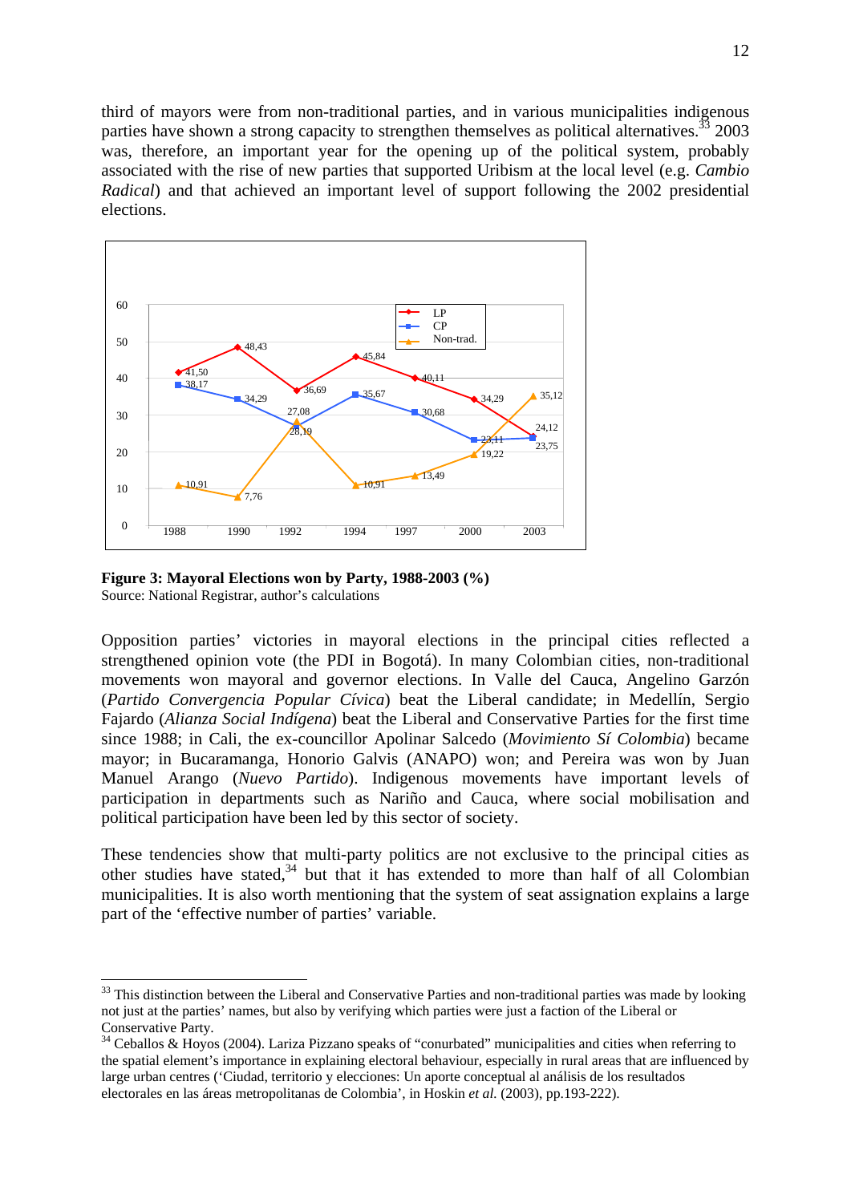third of mayors were from non-traditional parties, and in various municipalities indigenous parties have shown a strong capacity to strengthen themselves as political alternatives.[33] 2003 was, therefore, an important year for the opening up of the political system, probably associated with the rise of new parties that supported Uribism at the local level (e.g. *Cambio Radical*) and that achieved an important level of support following the 2002 presidential elections.

**Figure 3: Mayoral Elections won by Party, 1988-2003 (%)**
Source: National Registrar, author's calculations

Opposition parties' victories in mayoral elections in the principal cities reflected a strengthened opinion vote (the PDI in Bogotá). In many Colombian cities, non-traditional movements won mayoral and governor elections. In Valle del Cauca, Angelino Garzón (*Partido Convergencia Popular Cívica*) beat the Liberal candidate; in Medellín, Sergio Fajardo (*Alianza Social Indígena*) beat the Liberal and Conservative Parties for the first time since 1988; in Cali, the ex-councillor Apolinar Salcedo (*Movimiento Sí Colombia*) became mayor; in Bucaramanga, Honorio Galvis (ANAPO) won; and Pereira was won by Juan Manuel Arango (*Nuevo Partido*). Indigenous movements have important levels of participation in departments such as Nariño and Cauca, where social mobilisation and political participation have been led by this sector of society.

These tendencies show that multi-party politics are not exclusive to the principal cities as other studies have stated,[34] but that it has extended to more than half of all Colombian municipalities. It is also worth mentioning that the system of seat assignation explains a large part of the 'effective number of parties' variable.

[33] This distinction between the Liberal and Conservative Parties and non-traditional parties was made by looking not just at the parties' names, but also by verifying which parties were just a faction of the Liberal or Conservative Party.

[34] Ceballos & Hoyos (2004). Lariza Pizzano speaks of "conurbated" municipalities and cities when referring to the spatial element's importance in explaining electoral behaviour, especially in rural areas that are influenced by large urban centres ('Ciudad, territorio y elecciones: Un aporte conceptual al análisis de los resultados electorales en las áreas metropolitanas de Colombia', in Hoskin *et al.* (2003), pp.193-222).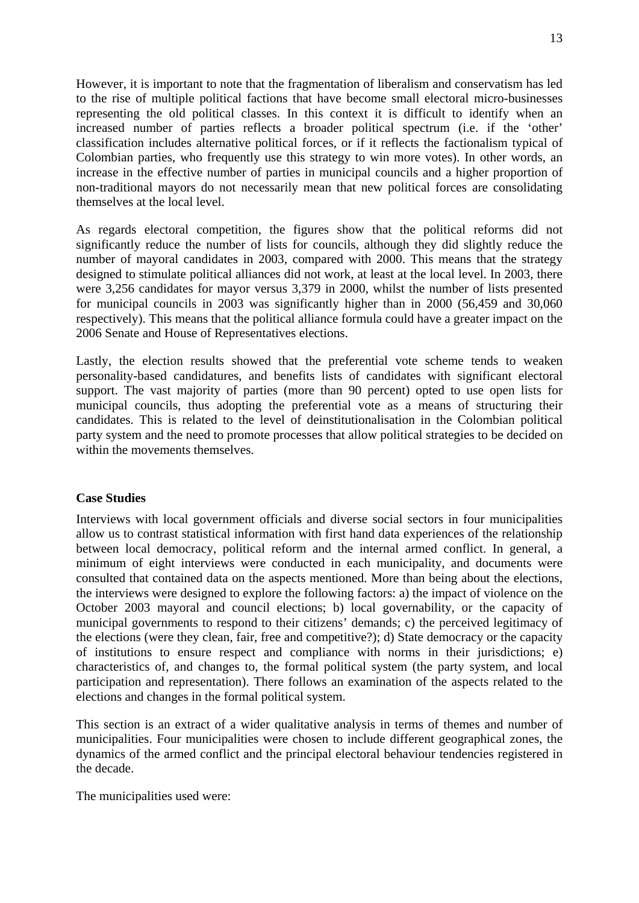However, it is important to note that the fragmentation of liberalism and conservatism has led to the rise of multiple political factions that have become small electoral micro-businesses representing the old political classes. In this context it is difficult to identify when an increased number of parties reflects a broader political spectrum (i.e. if the 'other' classification includes alternative political forces, or if it reflects the factionalism typical of Colombian parties, who frequently use this strategy to win more votes). In other words, an increase in the effective number of parties in municipal councils and a higher proportion of non-traditional mayors do not necessarily mean that new political forces are consolidating themselves at the local level.

As regards electoral competition, the figures show that the political reforms did not significantly reduce the number of lists for councils, although they did slightly reduce the number of mayoral candidates in 2003, compared with 2000. This means that the strategy designed to stimulate political alliances did not work, at least at the local level. In 2003, there were 3,256 candidates for mayor versus 3,379 in 2000, whilst the number of lists presented for municipal councils in 2003 was significantly higher than in 2000 (56,459 and 30,060 respectively). This means that the political alliance formula could have a greater impact on the 2006 Senate and House of Representatives elections.

Lastly, the election results showed that the preferential vote scheme tends to weaken personality-based candidatures, and benefits lists of candidates with significant electoral support. The vast majority of parties (more than 90 percent) opted to use open lists for municipal councils, thus adopting the preferential vote as a means of structuring their candidates. This is related to the level of deinstitutionalisation in the Colombian political party system and the need to promote processes that allow political strategies to be decided on within the movements themselves.

**Case Studies**

Interviews with local government officials and diverse social sectors in four municipalities allow us to contrast statistical information with first hand data experiences of the relationship between local democracy, political reform and the internal armed conflict. In general, a minimum of eight interviews were conducted in each municipality, and documents were consulted that contained data on the aspects mentioned. More than being about the elections, the interviews were designed to explore the following factors: a) the impact of violence on the October 2003 mayoral and council elections; b) local governability, or the capacity of municipal governments to respond to their citizens' demands; c) the perceived legitimacy of the elections (were they clean, fair, free and competitive?); d) State democracy or the capacity of institutions to ensure respect and compliance with norms in their jurisdictions; e) characteristics of, and changes to, the formal political system (the party system, and local participation and representation). There follows an examination of the aspects related to the elections and changes in the formal political system.

This section is an extract of a wider qualitative analysis in terms of themes and number of municipalities. Four municipalities were chosen to include different geographical zones, the dynamics of the armed conflict and the principal electoral behaviour tendencies registered in the decade.

The municipalities used were: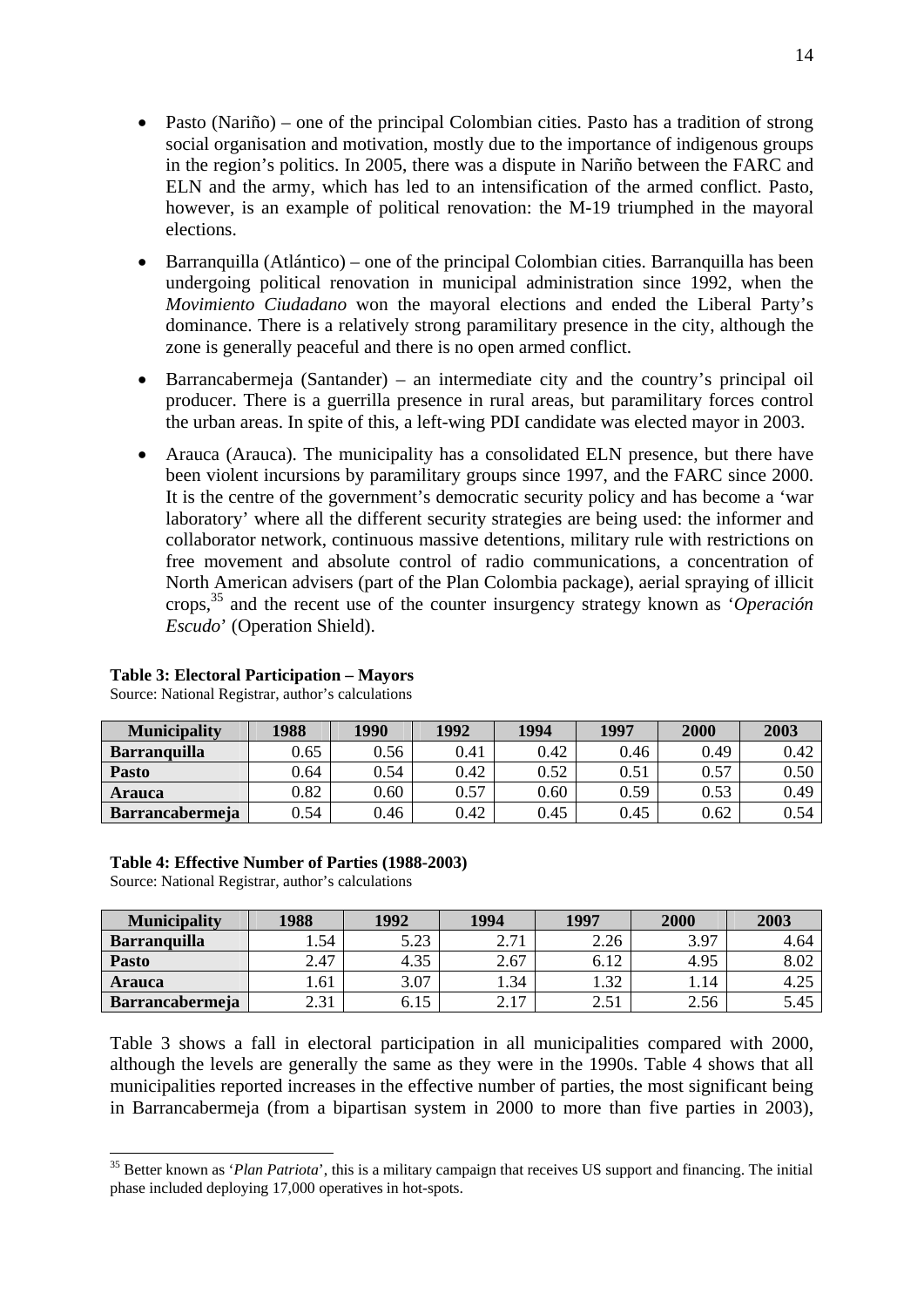- Pasto (Nariño) – one of the principal Colombian cities. Pasto has a tradition of strong social organisation and motivation, mostly due to the importance of indigenous groups in the region's politics. In 2005, there was a dispute in Nariño between the FARC and ELN and the army, which has led to an intensification of the armed conflict. Pasto, however, is an example of political renovation: the M-19 triumphed in the mayoral elections.

- Barranquilla (Atlántico) – one of the principal Colombian cities. Barranquilla has been undergoing political renovation in municipal administration since 1992, when the *Movimiento Ciudadano* won the mayoral elections and ended the Liberal Party's dominance. There is a relatively strong paramilitary presence in the city, although the zone is generally peaceful and there is no open armed conflict.

- Barrancabermeja (Santander) – an intermediate city and the country's principal oil producer. There is a guerrilla presence in rural areas, but paramilitary forces control the urban areas. In spite of this, a left-wing PDI candidate was elected mayor in 2003.

- Arauca (Arauca). The municipality has a consolidated ELN presence, but there have been violent incursions by paramilitary groups since 1997, and the FARC since 2000. It is the centre of the government's democratic security policy and has become a 'war laboratory' where all the different security strategies are being used: the informer and collaborator network, continuous massive detentions, military rule with restrictions on free movement and absolute control of radio communications, a concentration of North American advisers (part of the Plan Colombia package), aerial spraying of illicit crops,[35] and the recent use of the counter insurgency strategy known as '*Operación Escudo*' (Operation Shield).

**Table 3: Electoral Participation – Mayors**
Source: National Registrar, author's calculations

| Municipality | 1988 | 1990 | 1992 | 1994 | 1997 | 2000 | 2003 |
|---|---|---|---|---|---|---|---|
| **Barranquilla** | 0.65 | 0.56 | 0.41 | 0.42 | 0.46 | 0.49 | 0.42 |
| **Pasto** | 0.64 | 0.54 | 0.42 | 0.52 | 0.51 | 0.57 | 0.50 |
| **Arauca** | 0.82 | 0.60 | 0.57 | 0.60 | 0.59 | 0.53 | 0.49 |
| **Barrancabermeja** | 0.54 | 0.46 | 0.42 | 0.45 | 0.45 | 0.62 | 0.54 |

**Table 4: Effective Number of Parties (1988-2003)**
Source: National Registrar, author's calculations

| Municipality | 1988 | 1992 | 1994 | 1997 | 2000 | 2003 |
|---|---|---|---|---|---|---|
| **Barranquilla** | 1.54 | 5.23 | 2.71 | 2.26 | 3.97 | 4.64 |
| **Pasto** | 2.47 | 4.35 | 2.67 | 6.12 | 4.95 | 8.02 |
| **Arauca** | 1.61 | 3.07 | 1.34 | 1.32 | 1.14 | 4.25 |
| **Barrancabermeja** | 2.31 | 6.15 | 2.17 | 2.51 | 2.56 | 5.45 |

Table 3 shows a fall in electoral participation in all municipalities compared with 2000, although the levels are generally the same as they were in the 1990s. Table 4 shows that all municipalities reported increases in the effective number of parties, the most significant being in Barrancabermeja (from a bipartisan system in 2000 to more than five parties in 2003),

[35] Better known as '*Plan Patriota*', this is a military campaign that receives US support and financing. The initial phase included deploying 17,000 operatives in hot-spots.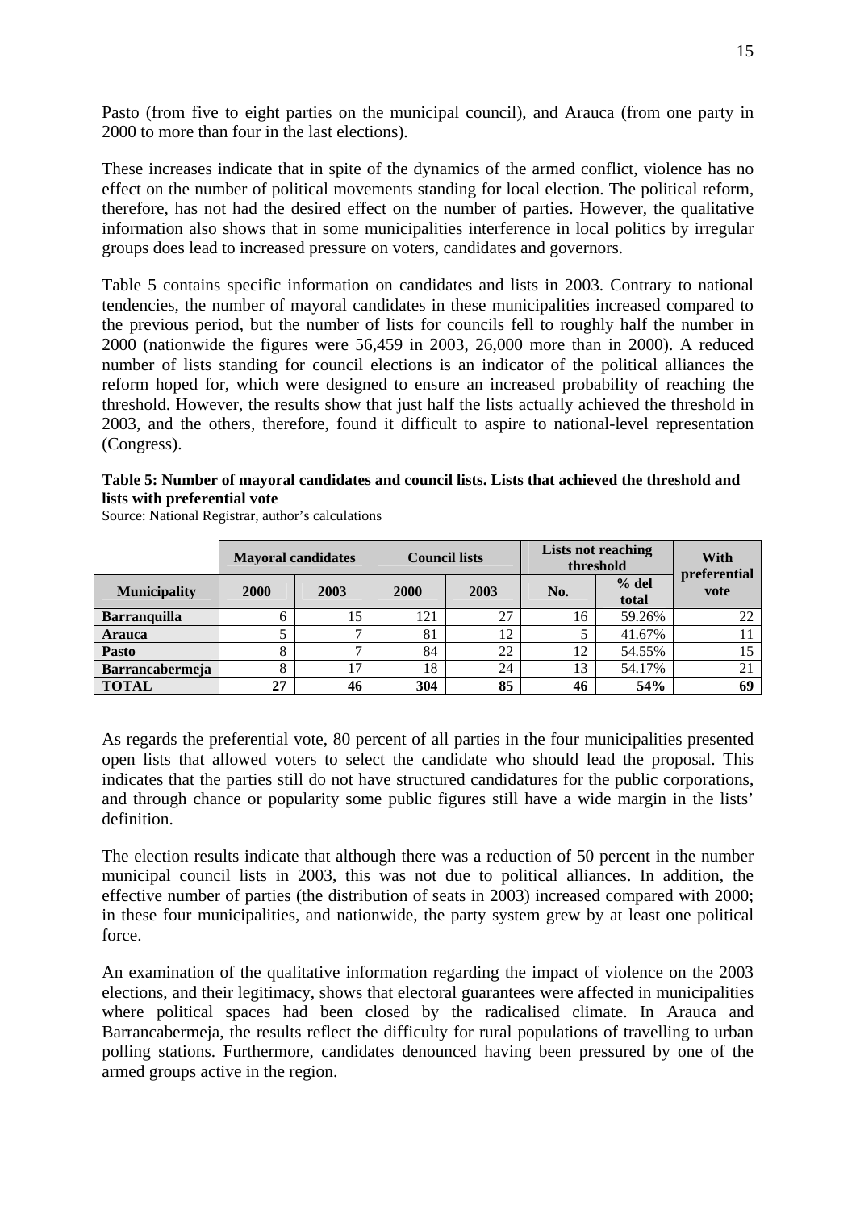Pasto (from five to eight parties on the municipal council), and Arauca (from one party in 2000 to more than four in the last elections).

These increases indicate that in spite of the dynamics of the armed conflict, violence has no effect on the number of political movements standing for local election. The political reform, therefore, has not had the desired effect on the number of parties. However, the qualitative information also shows that in some municipalities interference in local politics by irregular groups does lead to increased pressure on voters, candidates and governors.

Table 5 contains specific information on candidates and lists in 2003. Contrary to national tendencies, the number of mayoral candidates in these municipalities increased compared to the previous period, but the number of lists for councils fell to roughly half the number in 2000 (nationwide the figures were 56,459 in 2003, 26,000 more than in 2000). A reduced number of lists standing for council elections is an indicator of the political alliances the reform hoped for, which were designed to ensure an increased probability of reaching the threshold. However, the results show that just half the lists actually achieved the threshold in 2003, and the others, therefore, found it difficult to aspire to national-level representation (Congress).

**Table 5: Number of mayoral candidates and council lists. Lists that achieved the threshold and lists with preferential vote**

Source: National Registrar, author's calculations

| | Mayoral candidates | | Council lists | | Lists not reaching threshold | | With preferential vote |
|---|---|---|---|---|---|---|---|
| **Municipality** | **2000** | **2003** | **2000** | **2003** | **No.** | **% del total** | |
| **Barranquilla** | 6 | 15 | 121 | 27 | 16 | 59.26% | 22 |
| **Arauca** | 5 | 7 | 81 | 12 | 5 | 41.67% | 11 |
| **Pasto** | 8 | 7 | 84 | 22 | 12 | 54.55% | 15 |
| **Barrancabermeja** | 8 | 17 | 18 | 24 | 13 | 54.17% | 21 |
| **TOTAL** | **27** | **46** | **304** | **85** | **46** | **54%** | **69** |

As regards the preferential vote, 80 percent of all parties in the four municipalities presented open lists that allowed voters to select the candidate who should lead the proposal. This indicates that the parties still do not have structured candidatures for the public corporations, and through chance or popularity some public figures still have a wide margin in the lists' definition.

The election results indicate that although there was a reduction of 50 percent in the number municipal council lists in 2003, this was not due to political alliances. In addition, the effective number of parties (the distribution of seats in 2003) increased compared with 2000; in these four municipalities, and nationwide, the party system grew by at least one political force.

An examination of the qualitative information regarding the impact of violence on the 2003 elections, and their legitimacy, shows that electoral guarantees were affected in municipalities where political spaces had been closed by the radicalised climate. In Arauca and Barrancabermeja, the results reflect the difficulty for rural populations of travelling to urban polling stations. Furthermore, candidates denounced having been pressured by one of the armed groups active in the region.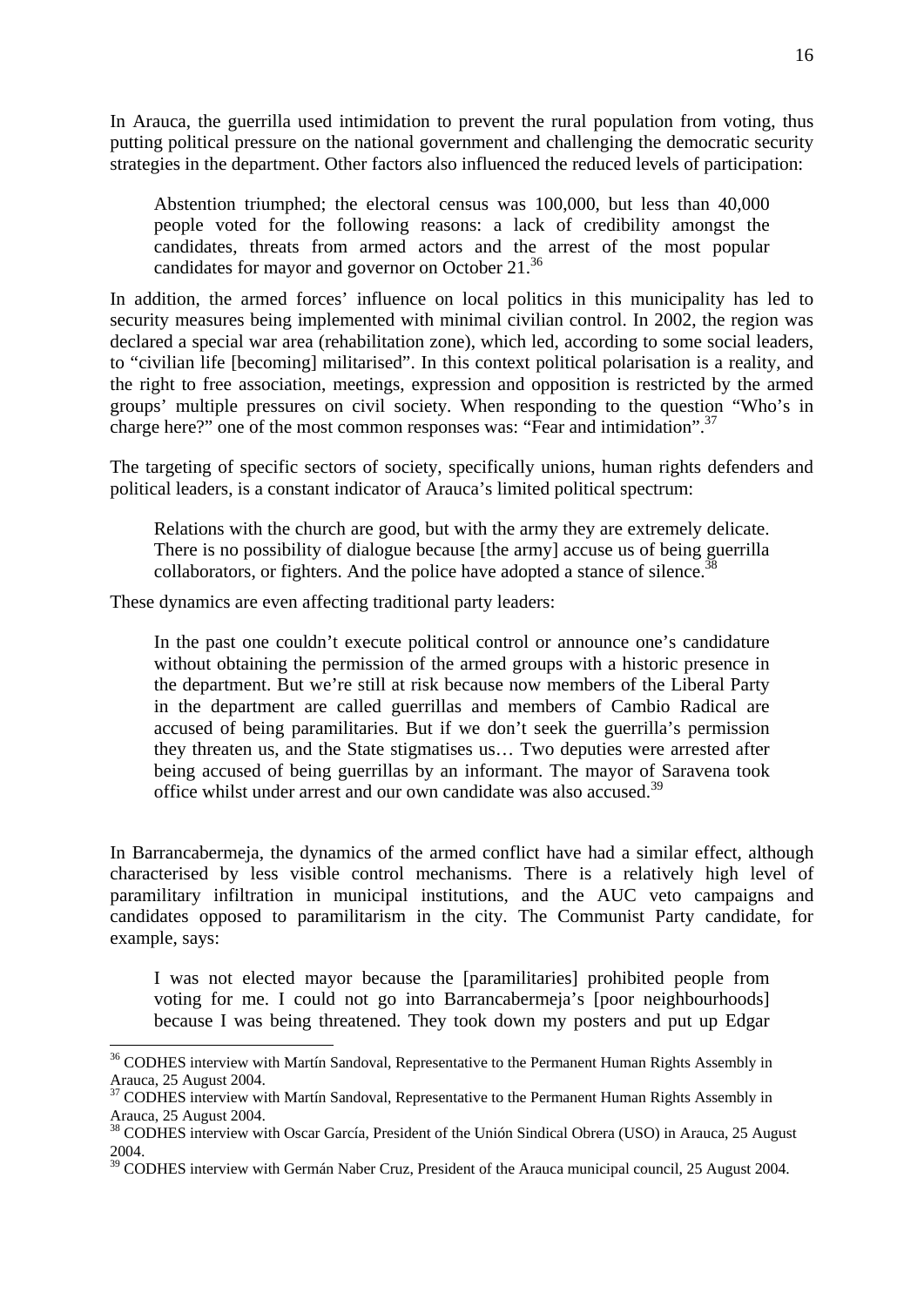In Arauca, the guerrilla used intimidation to prevent the rural population from voting, thus putting political pressure on the national government and challenging the democratic security strategies in the department. Other factors also influenced the reduced levels of participation:

> Abstention triumphed; the electoral census was 100,000, but less than 40,000 people voted for the following reasons: a lack of credibility amongst the candidates, threats from armed actors and the arrest of the most popular candidates for mayor and governor on October 21.[36]

In addition, the armed forces' influence on local politics in this municipality has led to security measures being implemented with minimal civilian control. In 2002, the region was declared a special war area (rehabilitation zone), which led, according to some social leaders, to "civilian life [becoming] militarised". In this context political polarisation is a reality, and the right to free association, meetings, expression and opposition is restricted by the armed groups' multiple pressures on civil society. When responding to the question "Who's in charge here?" one of the most common responses was: "Fear and intimidation".[37]

The targeting of specific sectors of society, specifically unions, human rights defenders and political leaders, is a constant indicator of Arauca's limited political spectrum:

> Relations with the church are good, but with the army they are extremely delicate. There is no possibility of dialogue because [the army] accuse us of being guerrilla collaborators, or fighters. And the police have adopted a stance of silence.[38]

These dynamics are even affecting traditional party leaders:

> In the past one couldn't execute political control or announce one's candidature without obtaining the permission of the armed groups with a historic presence in the department. But we're still at risk because now members of the Liberal Party in the department are called guerrillas and members of Cambio Radical are accused of being paramilitaries. But if we don't seek the guerrilla's permission they threaten us, and the State stigmatises us… Two deputies were arrested after being accused of being guerrillas by an informant. The mayor of Saravena took office whilst under arrest and our own candidate was also accused.[39]

In Barrancabermeja, the dynamics of the armed conflict have had a similar effect, although characterised by less visible control mechanisms. There is a relatively high level of paramilitary infiltration in municipal institutions, and the AUC veto campaigns and candidates opposed to paramilitarism in the city. The Communist Party candidate, for example, says:

> I was not elected mayor because the [paramilitaries] prohibited people from voting for me. I could not go into Barrancabermeja's [poor neighbourhoods] because I was being threatened. They took down my posters and put up Edgar

---

[36] CODHES interview with Martín Sandoval, Representative to the Permanent Human Rights Assembly in Arauca, 25 August 2004.

[37] CODHES interview with Martín Sandoval, Representative to the Permanent Human Rights Assembly in Arauca, 25 August 2004.

[38] CODHES interview with Oscar García, President of the Unión Sindical Obrera (USO) in Arauca, 25 August 2004.

[39] CODHES interview with Germán Naber Cruz, President of the Arauca municipal council, 25 August 2004.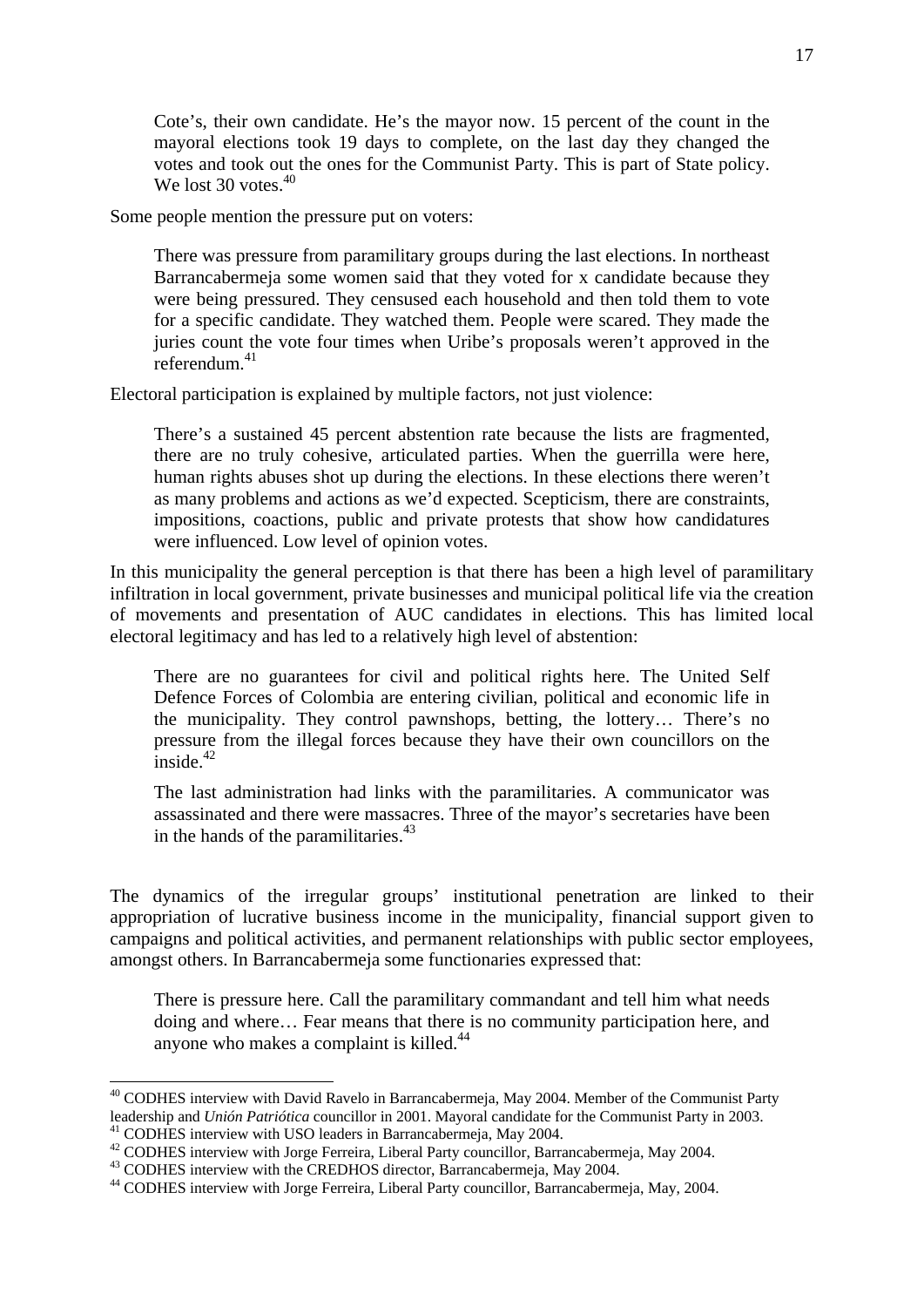> Cote's, their own candidate. He's the mayor now. 15 percent of the count in the mayoral elections took 19 days to complete, on the last day they changed the votes and took out the ones for the Communist Party. This is part of State policy. We lost 30 votes.[40]

Some people mention the pressure put on voters:

> There was pressure from paramilitary groups during the last elections. In northeast Barrancabermeja some women said that they voted for x candidate because they were being pressured. They censused each household and then told them to vote for a specific candidate. They watched them. People were scared. They made the juries count the vote four times when Uribe's proposals weren't approved in the referendum.[41]

Electoral participation is explained by multiple factors, not just violence:

> There's a sustained 45 percent abstention rate because the lists are fragmented, there are no truly cohesive, articulated parties. When the guerrilla were here, human rights abuses shot up during the elections. In these elections there weren't as many problems and actions as we'd expected. Scepticism, there are constraints, impositions, coactions, public and private protests that show how candidatures were influenced. Low level of opinion votes.

In this municipality the general perception is that there has been a high level of paramilitary infiltration in local government, private businesses and municipal political life via the creation of movements and presentation of AUC candidates in elections. This has limited local electoral legitimacy and has led to a relatively high level of abstention:

> There are no guarantees for civil and political rights here. The United Self Defence Forces of Colombia are entering civilian, political and economic life in the municipality. They control pawnshops, betting, the lottery… There's no pressure from the illegal forces because they have their own councillors on the inside.[42]
>
> The last administration had links with the paramilitaries. A communicator was assassinated and there were massacres. Three of the mayor's secretaries have been in the hands of the paramilitaries.[43]

The dynamics of the irregular groups' institutional penetration are linked to their appropriation of lucrative business income in the municipality, financial support given to campaigns and political activities, and permanent relationships with public sector employees, amongst others. In Barrancabermeja some functionaries expressed that:

> There is pressure here. Call the paramilitary commandant and tell him what needs doing and where… Fear means that there is no community participation here, and anyone who makes a complaint is killed.[44]

---

[40] CODHES interview with David Ravelo in Barrancabermeja, May 2004. Member of the Communist Party leadership and *Unión Patriótica* councillor in 2001. Mayoral candidate for the Communist Party in 2003.

[41] CODHES interview with USO leaders in Barrancabermeja, May 2004.

[42] CODHES interview with Jorge Ferreira, Liberal Party councillor, Barrancabermeja, May 2004.

[43] CODHES interview with the CREDHOS director, Barrancabermeja, May 2004.

[44] CODHES interview with Jorge Ferreira, Liberal Party councillor, Barrancabermeja, May, 2004.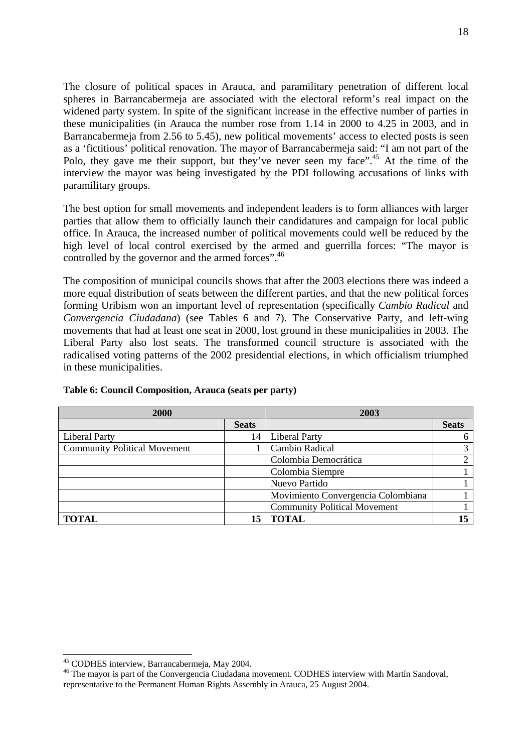The closure of political spaces in Arauca, and paramilitary penetration of different local spheres in Barrancabermeja are associated with the electoral reform's real impact on the widened party system. In spite of the significant increase in the effective number of parties in these municipalities (in Arauca the number rose from 1.14 in 2000 to 4.25 in 2003, and in Barrancabermeja from 2.56 to 5.45), new political movements' access to elected posts is seen as a 'fictitious' political renovation. The mayor of Barrancabermeja said: "I am not part of the Polo, they gave me their support, but they've never seen my face".[45] At the time of the interview the mayor was being investigated by the PDI following accusations of links with paramilitary groups.

The best option for small movements and independent leaders is to form alliances with larger parties that allow them to officially launch their candidatures and campaign for local public office. In Arauca, the increased number of political movements could well be reduced by the high level of local control exercised by the armed and guerrilla forces: "The mayor is controlled by the governor and the armed forces".[46]

The composition of municipal councils shows that after the 2003 elections there was indeed a more equal distribution of seats between the different parties, and that the new political forces forming Uribism won an important level of representation (specifically *Cambio Radical* and *Convergencia Ciudadana*) (see Tables 6 and 7). The Conservative Party, and left-wing movements that had at least one seat in 2000, lost ground in these municipalities in 2003. The Liberal Party also lost seats. The transformed council structure is associated with the radicalised voting patterns of the 2002 presidential elections, in which officialism triumphed in these municipalities.

**Table 6: Council Composition, Arauca (seats per party)**

| 2000 | | 2003 | |
|---|---|---|---|
| | **Seats** | | **Seats** |
| Liberal Party | 14 | Liberal Party | 6 |
| Community Political Movement | 1 | Cambio Radical | 3 |
| | | Colombia Democrática | 2 |
| | | Colombia Siempre | 1 |
| | | Nuevo Partido | 1 |
| | | Movimiento Convergencia Colombiana | 1 |
| | | Community Political Movement | 1 |
| **TOTAL** | **15** | **TOTAL** | **15** |

[45] CODHES interview, Barrancabermeja, May 2004.

[46] The mayor is part of the Convergencia Ciudadana movement. CODHES interview with Martín Sandoval, representative to the Permanent Human Rights Assembly in Arauca, 25 August 2004.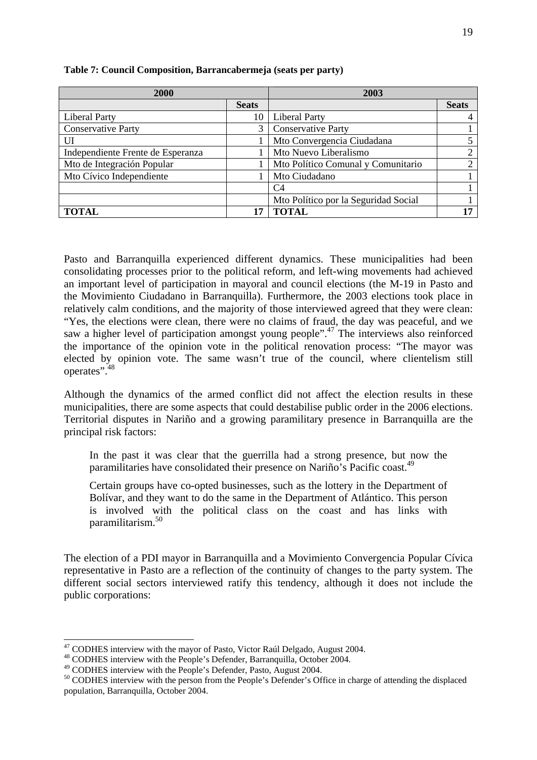**Table 7: Council Composition, Barrancabermeja (seats per party)**

| 2000 | | 2003 | |
|---|---|---|---|
| | **Seats** | | **Seats** |
| Liberal Party | 10 | Liberal Party | 4 |
| Conservative Party | 3 | Conservative Party | 1 |
| UI | 1 | Mto Convergencia Ciudadana | 5 |
| Independiente Frente de Esperanza | 1 | Mto Nuevo Liberalismo | 2 |
| Mto de Integración Popular | 1 | Mto Político Comunal y Comunitario | 2 |
| Mto Cívico Independiente | 1 | Mto Ciudadano | 1 |
| | | C4 | 1 |
| | | Mto Político por la Seguridad Social | 1 |
| **TOTAL** | **17** | **TOTAL** | **17** |

Pasto and Barranquilla experienced different dynamics. These municipalities had been consolidating processes prior to the political reform, and left-wing movements had achieved an important level of participation in mayoral and council elections (the M-19 in Pasto and the Movimiento Ciudadano in Barranquilla). Furthermore, the 2003 elections took place in relatively calm conditions, and the majority of those interviewed agreed that they were clean: "Yes, the elections were clean, there were no claims of fraud, the day was peaceful, and we saw a higher level of participation amongst young people".[47] The interviews also reinforced the importance of the opinion vote in the political renovation process: "The mayor was elected by opinion vote. The same wasn't true of the council, where clientelism still operates".[48]

Although the dynamics of the armed conflict did not affect the election results in these municipalities, there are some aspects that could destabilise public order in the 2006 elections. Territorial disputes in Nariño and a growing paramilitary presence in Barranquilla are the principal risk factors:

> In the past it was clear that the guerrilla had a strong presence, but now the paramilitaries have consolidated their presence on Nariño's Pacific coast.[49]
>
> Certain groups have co-opted businesses, such as the lottery in the Department of Bolívar, and they want to do the same in the Department of Atlántico. This person is involved with the political class on the coast and has links with paramilitarism.[50]

The election of a PDI mayor in Barranquilla and a Movimiento Convergencia Popular Cívica representative in Pasto are a reflection of the continuity of changes to the party system. The different social sectors interviewed ratify this tendency, although it does not include the public corporations:

---

[47] CODHES interview with the mayor of Pasto, Victor Raúl Delgado, August 2004.

[48] CODHES interview with the People's Defender, Barranquilla, October 2004.

[49] CODHES interview with the People's Defender, Pasto, August 2004.

[50] CODHES interview with the person from the People's Defender's Office in charge of attending the displaced population, Barranquilla, October 2004.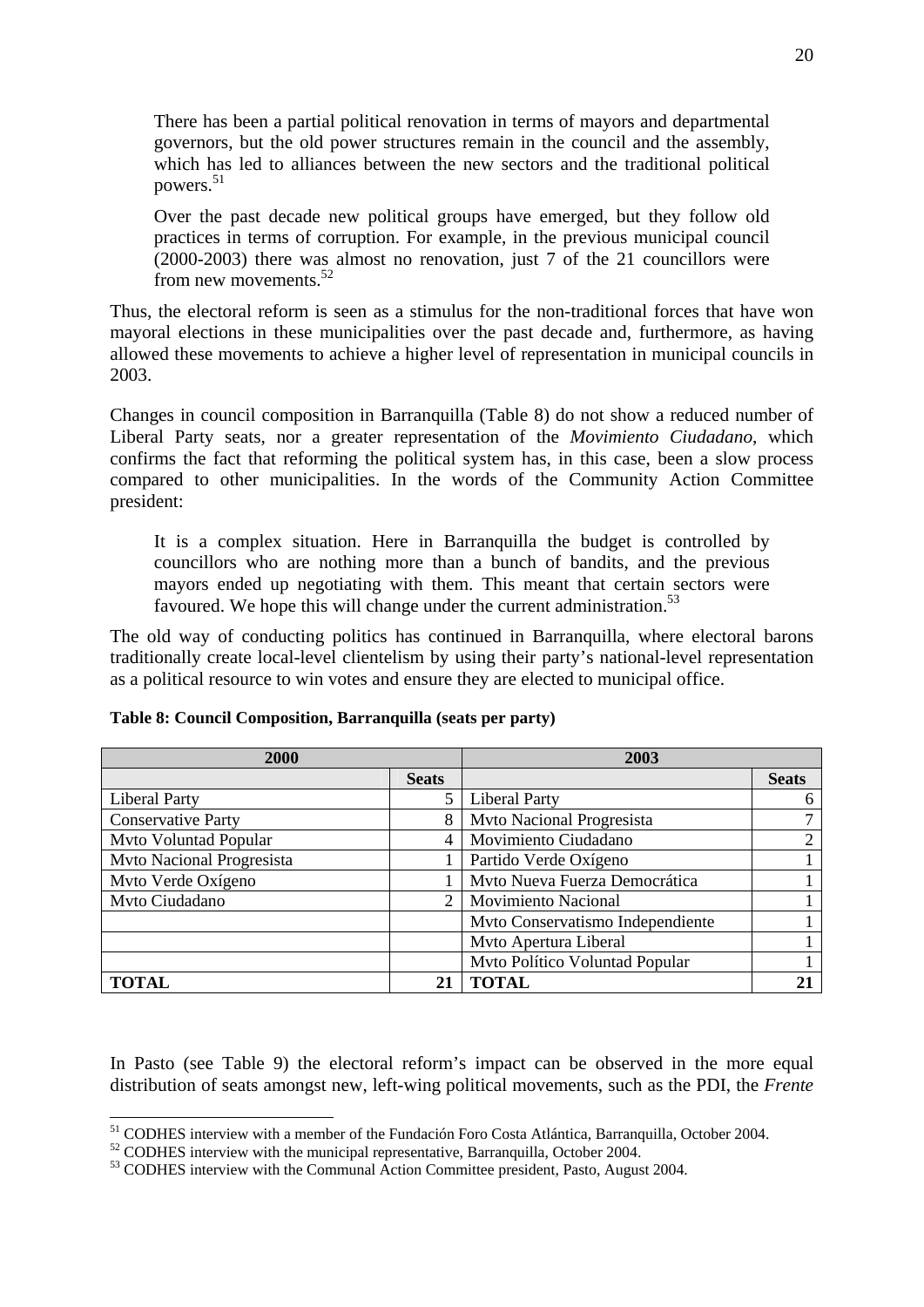> There has been a partial political renovation in terms of mayors and departmental governors, but the old power structures remain in the council and the assembly, which has led to alliances between the new sectors and the traditional political powers.[51]

> Over the past decade new political groups have emerged, but they follow old practices in terms of corruption. For example, in the previous municipal council (2000-2003) there was almost no renovation, just 7 of the 21 councillors were from new movements.[52]

Thus, the electoral reform is seen as a stimulus for the non-traditional forces that have won mayoral elections in these municipalities over the past decade and, furthermore, as having allowed these movements to achieve a higher level of representation in municipal councils in 2003.

Changes in council composition in Barranquilla (Table 8) do not show a reduced number of Liberal Party seats, nor a greater representation of the *Movimiento Ciudadano*, which confirms the fact that reforming the political system has, in this case, been a slow process compared to other municipalities. In the words of the Community Action Committee president:

> It is a complex situation. Here in Barranquilla the budget is controlled by councillors who are nothing more than a bunch of bandits, and the previous mayors ended up negotiating with them. This meant that certain sectors were favoured. We hope this will change under the current administration.[53]

The old way of conducting politics has continued in Barranquilla, where electoral barons traditionally create local-level clientelism by using their party's national-level representation as a political resource to win votes and ensure they are elected to municipal office.

**Table 8: Council Composition, Barranquilla (seats per party)**

| 2000 | | 2003 | |
|---|---|---|---|
| | **Seats** | | **Seats** |
| Liberal Party | 5 | Liberal Party | 6 |
| Conservative Party | 8 | Mvto Nacional Progresista | 7 |
| Mvto Voluntad Popular | 4 | Movimiento Ciudadano | 2 |
| Mvto Nacional Progresista | 1 | Partido Verde Oxígeno | 1 |
| Mvto Verde Oxígeno | 1 | Mvto Nueva Fuerza Democrática | 1 |
| Mvto Ciudadano | 2 | Movimiento Nacional | 1 |
| | | Mvto Conservatismo Independiente | 1 |
| | | Mvto Apertura Liberal | 1 |
| | | Mvto Político Voluntad Popular | 1 |
| **TOTAL** | **21** | **TOTAL** | **21** |

In Pasto (see Table 9) the electoral reform's impact can be observed in the more equal distribution of seats amongst new, left-wing political movements, such as the PDI, the *Frente*

[51] CODHES interview with a member of the Fundación Foro Costa Atlántica, Barranquilla, October 2004.

[52] CODHES interview with the municipal representative, Barranquilla, October 2004.

[53] CODHES interview with the Communal Action Committee president, Pasto, August 2004.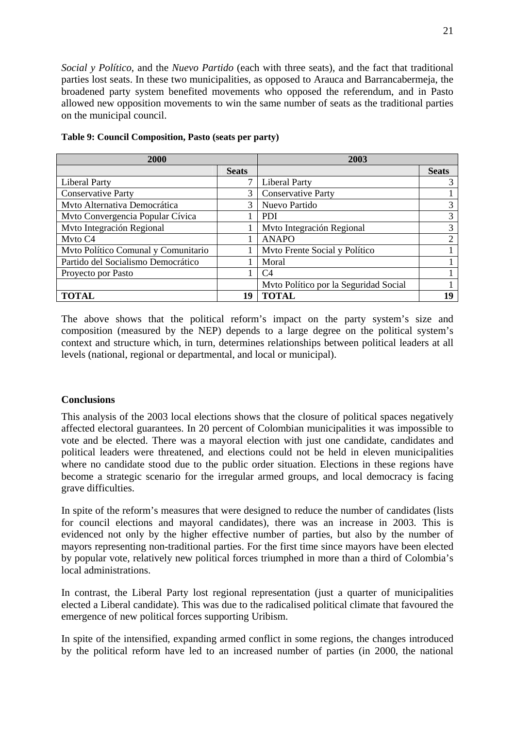*Social y Político*, and the *Nuevo Partido* (each with three seats), and the fact that traditional parties lost seats. In these two municipalities, as opposed to Arauca and Barrancabermeja, the broadened party system benefited movements who opposed the referendum, and in Pasto allowed new opposition movements to win the same number of seats as the traditional parties on the municipal council.

**Table 9: Council Composition, Pasto (seats per party)**

| 2000 | | 2003 | |
|---|---|---|---|
| | **Seats** | | **Seats** |
| Liberal Party | 7 | Liberal Party | 3 |
| Conservative Party | 3 | Conservative Party | 1 |
| Mvto Alternativa Democrática | 3 | Nuevo Partido | 3 |
| Mvto Convergencia Popular Cívica | 1 | PDI | 3 |
| Mvto Integración Regional | 1 | Mvto Integración Regional | 3 |
| Mvto C4 | 1 | ANAPO | 2 |
| Mvto Político Comunal y Comunitario | 1 | Mvto Frente Social y Político | 1 |
| Partido del Socialismo Democrático | 1 | Moral | 1 |
| Proyecto por Pasto | 1 | C4 | 1 |
| | | Mvto Político por la Seguridad Social | 1 |
| **TOTAL** | **19** | **TOTAL** | **19** |

The above shows that the political reform's impact on the party system's size and composition (measured by the NEP) depends to a large degree on the political system's context and structure which, in turn, determines relationships between political leaders at all levels (national, regional or departmental, and local or municipal).

## Conclusions

This analysis of the 2003 local elections shows that the closure of political spaces negatively affected electoral guarantees. In 20 percent of Colombian municipalities it was impossible to vote and be elected. There was a mayoral election with just one candidate, candidates and political leaders were threatened, and elections could not be held in eleven municipalities where no candidate stood due to the public order situation. Elections in these regions have become a strategic scenario for the irregular armed groups, and local democracy is facing grave difficulties.

In spite of the reform's measures that were designed to reduce the number of candidates (lists for council elections and mayoral candidates), there was an increase in 2003. This is evidenced not only by the higher effective number of parties, but also by the number of mayors representing non-traditional parties. For the first time since mayors have been elected by popular vote, relatively new political forces triumphed in more than a third of Colombia's local administrations.

In contrast, the Liberal Party lost regional representation (just a quarter of municipalities elected a Liberal candidate). This was due to the radicalised political climate that favoured the emergence of new political forces supporting Uribism.

In spite of the intensified, expanding armed conflict in some regions, the changes introduced by the political reform have led to an increased number of parties (in 2000, the national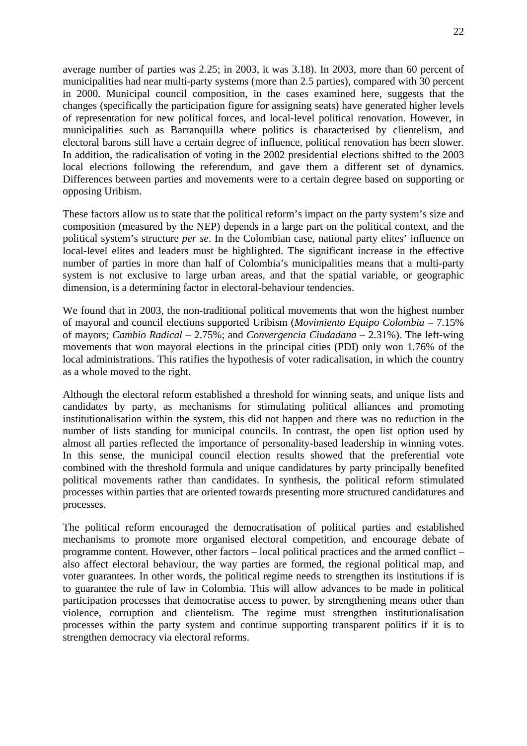average number of parties was 2.25; in 2003, it was 3.18). In 2003, more than 60 percent of municipalities had near multi-party systems (more than 2.5 parties), compared with 30 percent in 2000. Municipal council composition, in the cases examined here, suggests that the changes (specifically the participation figure for assigning seats) have generated higher levels of representation for new political forces, and local-level political renovation. However, in municipalities such as Barranquilla where politics is characterised by clientelism, and electoral barons still have a certain degree of influence, political renovation has been slower. In addition, the radicalisation of voting in the 2002 presidential elections shifted to the 2003 local elections following the referendum, and gave them a different set of dynamics. Differences between parties and movements were to a certain degree based on supporting or opposing Uribism.

These factors allow us to state that the political reform's impact on the party system's size and composition (measured by the NEP) depends in a large part on the political context, and the political system's structure *per se*. In the Colombian case, national party elites' influence on local-level elites and leaders must be highlighted. The significant increase in the effective number of parties in more than half of Colombia's municipalities means that a multi-party system is not exclusive to large urban areas, and that the spatial variable, or geographic dimension, is a determining factor in electoral-behaviour tendencies.

We found that in 2003, the non-traditional political movements that won the highest number of mayoral and council elections supported Uribism (*Movimiento Equipo Colombia* – 7.15% of mayors; *Cambio Radical* – 2.75%; and *Convergencia Ciudadana* – 2.31%). The left-wing movements that won mayoral elections in the principal cities (PDI) only won 1.76% of the local administrations. This ratifies the hypothesis of voter radicalisation, in which the country as a whole moved to the right.

Although the electoral reform established a threshold for winning seats, and unique lists and candidates by party, as mechanisms for stimulating political alliances and promoting institutionalisation within the system, this did not happen and there was no reduction in the number of lists standing for municipal councils. In contrast, the open list option used by almost all parties reflected the importance of personality-based leadership in winning votes. In this sense, the municipal council election results showed that the preferential vote combined with the threshold formula and unique candidatures by party principally benefited political movements rather than candidates. In synthesis, the political reform stimulated processes within parties that are oriented towards presenting more structured candidatures and processes.

The political reform encouraged the democratisation of political parties and established mechanisms to promote more organised electoral competition, and encourage debate of programme content. However, other factors – local political practices and the armed conflict – also affect electoral behaviour, the way parties are formed, the regional political map, and voter guarantees. In other words, the political regime needs to strengthen its institutions if is to guarantee the rule of law in Colombia. This will allow advances to be made in political participation processes that democratise access to power, by strengthening means other than violence, corruption and clientelism. The regime must strengthen institutionalisation processes within the party system and continue supporting transparent politics if it is to strengthen democracy via electoral reforms.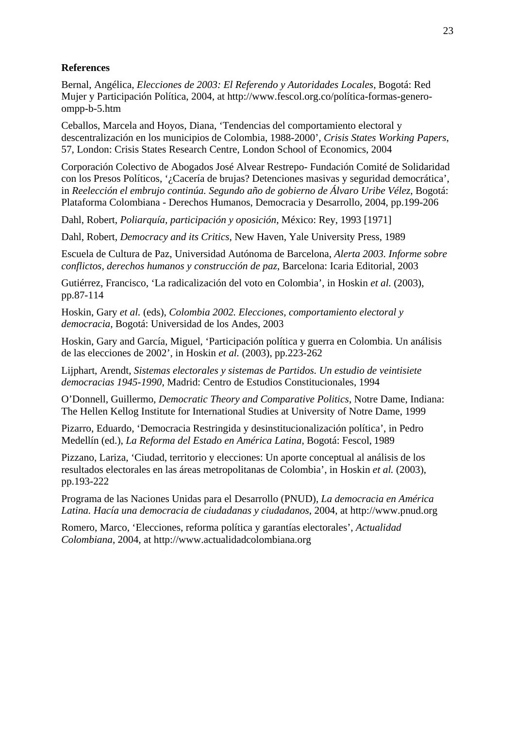**References**

Bernal, Angélica, *Elecciones de 2003: El Referendo y Autoridades Locales*, Bogotá: Red Mujer y Participación Política, 2004, at http://www.fescol.org.co/política-formas-genero-ompp-b-5.htm

Ceballos, Marcela and Hoyos, Diana, 'Tendencias del comportamiento electoral y descentralización en los municipios de Colombia, 1988-2000', *Crisis States Working Papers*, 57, London: Crisis States Research Centre, London School of Economics, 2004

Corporación Colectivo de Abogados José Alvear Restrepo- Fundación Comité de Solidaridad con los Presos Políticos, '¿Cacería de brujas? Detenciones masivas y seguridad democrática', in *Reelección el embrujo continúa. Segundo año de gobierno de Álvaro Uribe Vélez*, Bogotá: Plataforma Colombiana - Derechos Humanos, Democracia y Desarrollo, 2004, pp.199-206

Dahl, Robert, *Poliarquía, participación y oposición*, México: Rey, 1993 [1971]

Dahl, Robert, *Democracy and its Critics*, New Haven, Yale University Press, 1989

Escuela de Cultura de Paz, Universidad Autónoma de Barcelona, *Alerta 2003. Informe sobre conflictos, derechos humanos y construcción de paz*, Barcelona: Icaria Editorial, 2003

Gutiérrez, Francisco, 'La radicalización del voto en Colombia', in Hoskin *et al.* (2003), pp.87-114

Hoskin, Gary *et al.* (eds), *Colombia 2002. Elecciones, comportamiento electoral y democracia*, Bogotá: Universidad de los Andes, 2003

Hoskin, Gary and García, Miguel, 'Participación política y guerra en Colombia. Un análisis de las elecciones de 2002', in Hoskin *et al.* (2003), pp.223-262

Lijphart, Arendt, *Sistemas electorales y sistemas de Partidos. Un estudio de veintisiete democracias 1945-1990*, Madrid: Centro de Estudios Constitucionales, 1994

O'Donnell, Guillermo, *Democratic Theory and Comparative Politics*, Notre Dame, Indiana: The Hellen Kellog Institute for International Studies at University of Notre Dame, 1999

Pizarro, Eduardo, 'Democracia Restringida y desinstitucionalización política', in Pedro Medellín (ed.), *La Reforma del Estado en América Latina*, Bogotá: Fescol, 1989

Pizzano, Lariza, 'Ciudad, territorio y elecciones: Un aporte conceptual al análisis de los resultados electorales en las áreas metropolitanas de Colombia', in Hoskin *et al.* (2003), pp.193-222

Programa de las Naciones Unidas para el Desarrollo (PNUD), *La democracia en América Latina. Hacía una democracia de ciudadanas y ciudadanos*, 2004, at http://www.pnud.org

Romero, Marco, 'Elecciones, reforma política y garantías electorales', *Actualidad Colombiana*, 2004, at http://www.actualidadcolombiana.org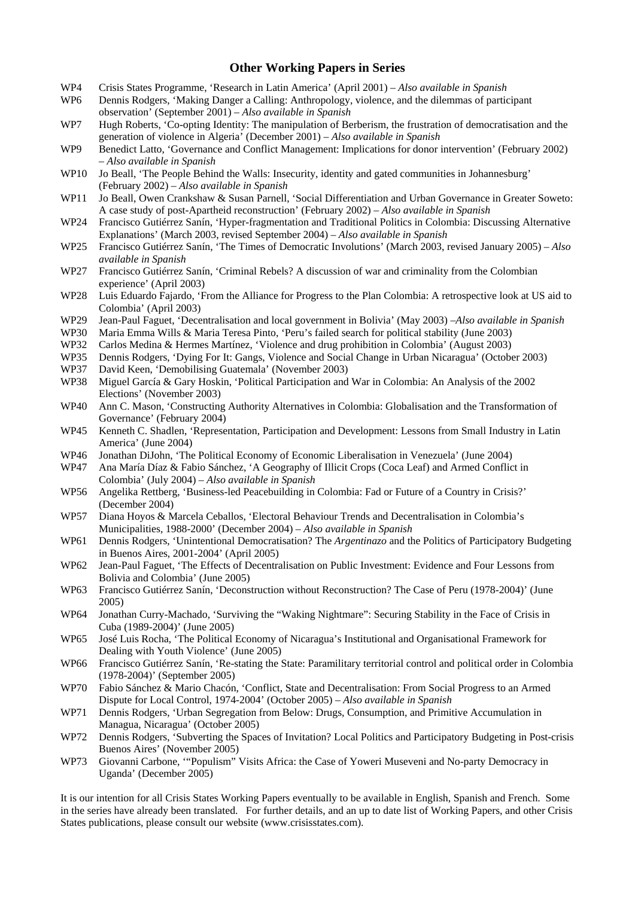## Other Working Papers in Series

- WP4 Crisis States Programme, 'Research in Latin America' (April 2001) – *Also available in Spanish*
- WP6 Dennis Rodgers, 'Making Danger a Calling: Anthropology, violence, and the dilemmas of participant observation' (September 2001) – *Also available in Spanish*
- WP7 Hugh Roberts, 'Co-opting Identity: The manipulation of Berberism, the frustration of democratisation and the generation of violence in Algeria' (December 2001) – *Also available in Spanish*
- WP9 Benedict Latto, 'Governance and Conflict Management: Implications for donor intervention' (February 2002) – *Also available in Spanish*
- WP10 Jo Beall, 'The People Behind the Walls: Insecurity, identity and gated communities in Johannesburg' (February 2002) – *Also available in Spanish*
- WP11 Jo Beall, Owen Crankshaw & Susan Parnell, 'Social Differentiation and Urban Governance in Greater Soweto: A case study of post-Apartheid reconstruction' (February 2002) – *Also available in Spanish*
- WP24 Francisco Gutiérrez Sanín, 'Hyper-fragmentation and Traditional Politics in Colombia: Discussing Alternative Explanations' (March 2003, revised September 2004) – *Also available in Spanish*
- WP25 Francisco Gutiérrez Sanín, 'The Times of Democratic Involutions' (March 2003, revised January 2005) – *Also available in Spanish*
- WP27 Francisco Gutiérrez Sanín, 'Criminal Rebels? A discussion of war and criminality from the Colombian experience' (April 2003)
- WP28 Luis Eduardo Fajardo, 'From the Alliance for Progress to the Plan Colombia: A retrospective look at US aid to Colombia' (April 2003)
- WP29 Jean-Paul Faguet, 'Decentralisation and local government in Bolivia' (May 2003) –*Also available in Spanish*
- WP30 Maria Emma Wills & Maria Teresa Pinto, 'Peru's failed search for political stability (June 2003)
- WP32 Carlos Medina & Hermes Martínez, 'Violence and drug prohibition in Colombia' (August 2003)
- WP35 Dennis Rodgers, 'Dying For It: Gangs, Violence and Social Change in Urban Nicaragua' (October 2003)
- WP37 David Keen, 'Demobilising Guatemala' (November 2003)
- WP38 Miguel García & Gary Hoskin, 'Political Participation and War in Colombia: An Analysis of the 2002 Elections' (November 2003)
- WP40 Ann C. Mason, 'Constructing Authority Alternatives in Colombia: Globalisation and the Transformation of Governance' (February 2004)
- WP45 Kenneth C. Shadlen, 'Representation, Participation and Development: Lessons from Small Industry in Latin America' (June 2004)
- WP46 Jonathan DiJohn, 'The Political Economy of Economic Liberalisation in Venezuela' (June 2004)
- WP47 Ana María Díaz & Fabio Sánchez, 'A Geography of Illicit Crops (Coca Leaf) and Armed Conflict in Colombia' (July 2004) – *Also available in Spanish*
- WP56 Angelika Rettberg, 'Business-led Peacebuilding in Colombia: Fad or Future of a Country in Crisis?' (December 2004)
- WP57 Diana Hoyos & Marcela Ceballos, 'Electoral Behaviour Trends and Decentralisation in Colombia's Municipalities, 1988-2000' (December 2004) – *Also available in Spanish*
- WP61 Dennis Rodgers, 'Unintentional Democratisation? The *Argentinazo* and the Politics of Participatory Budgeting in Buenos Aires, 2001-2004' (April 2005)
- WP62 Jean-Paul Faguet, 'The Effects of Decentralisation on Public Investment: Evidence and Four Lessons from Bolivia and Colombia' (June 2005)
- WP63 Francisco Gutiérrez Sanín, 'Deconstruction without Reconstruction? The Case of Peru (1978-2004)' (June 2005)
- WP64 Jonathan Curry-Machado, 'Surviving the "Waking Nightmare": Securing Stability in the Face of Crisis in Cuba (1989-2004)' (June 2005)
- WP65 José Luis Rocha, 'The Political Economy of Nicaragua's Institutional and Organisational Framework for Dealing with Youth Violence' (June 2005)
- WP66 Francisco Gutiérrez Sanín, 'Re-stating the State: Paramilitary territorial control and political order in Colombia (1978-2004)' (September 2005)
- WP70 Fabio Sánchez & Mario Chacón, 'Conflict, State and Decentralisation: From Social Progress to an Armed Dispute for Local Control, 1974-2004' (October 2005) – *Also available in Spanish*
- WP71 Dennis Rodgers, 'Urban Segregation from Below: Drugs, Consumption, and Primitive Accumulation in Managua, Nicaragua' (October 2005)
- WP72 Dennis Rodgers, 'Subverting the Spaces of Invitation? Local Politics and Participatory Budgeting in Post-crisis Buenos Aires' (November 2005)
- WP73 Giovanni Carbone, '"Populism" Visits Africa: the Case of Yoweri Museveni and No-party Democracy in Uganda' (December 2005)

It is our intention for all Crisis States Working Papers eventually to be available in English, Spanish and French. Some in the series have already been translated. For further details, and an up to date list of Working Papers, and other Crisis States publications, please consult our website (www.crisisstates.com).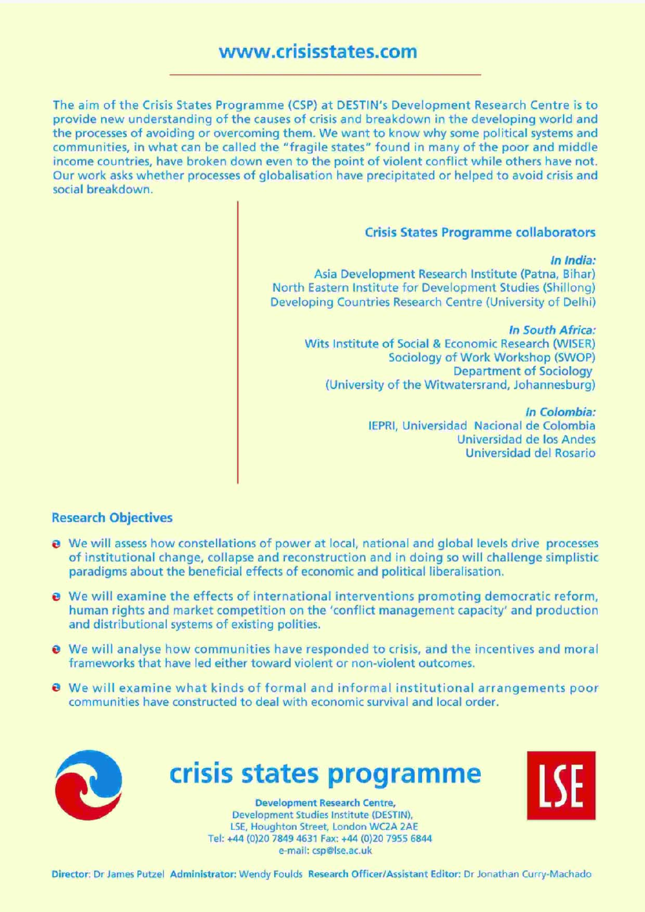**www.crisisstates.com**

The aim of the Crisis States Programme (CSP) at DESTIN's Development Research Centre is to provide new understanding of the causes of crisis and breakdown in the developing world and the processes of avoiding or overcoming them. We want to know why some political systems and communities, in what can be called the "fragile states" found in many of the poor and middle income countries, have broken down even to the point of violent conflict while others have not. Our work asks whether processes of globalisation have precipitated or helped to avoid crisis and social breakdown.

### Crisis States Programme collaborators

*In India:*
Asia Development Research Institute (Patna, Bihar)
North Eastern Institute for Development Studies (Shillong)
Developing Countries Research Centre (University of Delhi)

*In South Africa:*
Wits Institute of Social & Economic Research (WISER)
Sociology of Work Workshop (SWOP)
Department of Sociology
(University of the Witwatersrand, Johannesburg)

*In Colombia:*
IEPRI, Universidad Nacional de Colombia
Universidad de los Andes
Universidad del Rosario

### Research Objectives

- We will assess how constellations of power at local, national and global levels drive processes of institutional change, collapse and reconstruction and in doing so will challenge simplistic paradigms about the beneficial effects of economic and political liberalisation.
- We will examine the effects of international interventions promoting democratic reform, human rights and market competition on the 'conflict management capacity' and production and distributional systems of existing polities.
- We will analyse how communities have responded to crisis, and the incentives and moral frameworks that have led either toward violent or non-violent outcomes.
- We will examine what kinds of formal and informal institutional arrangements poor communities have constructed to deal with economic survival and local order.

## crisis states programme

**Development Research Centre,**
Development Studies Institute (DESTIN),
LSE, Houghton Street, London WC2A 2AE
Tel: +44 (0)20 7849 4631 Fax: +44 (0)20 7955 6844
e-mail: csp@lse.ac.uk

LSE

**Director:** Dr James Putzel **Administrator:** Wendy Foulds **Research Officer/Assistant Editor:** Dr Jonathan Curry-Machado